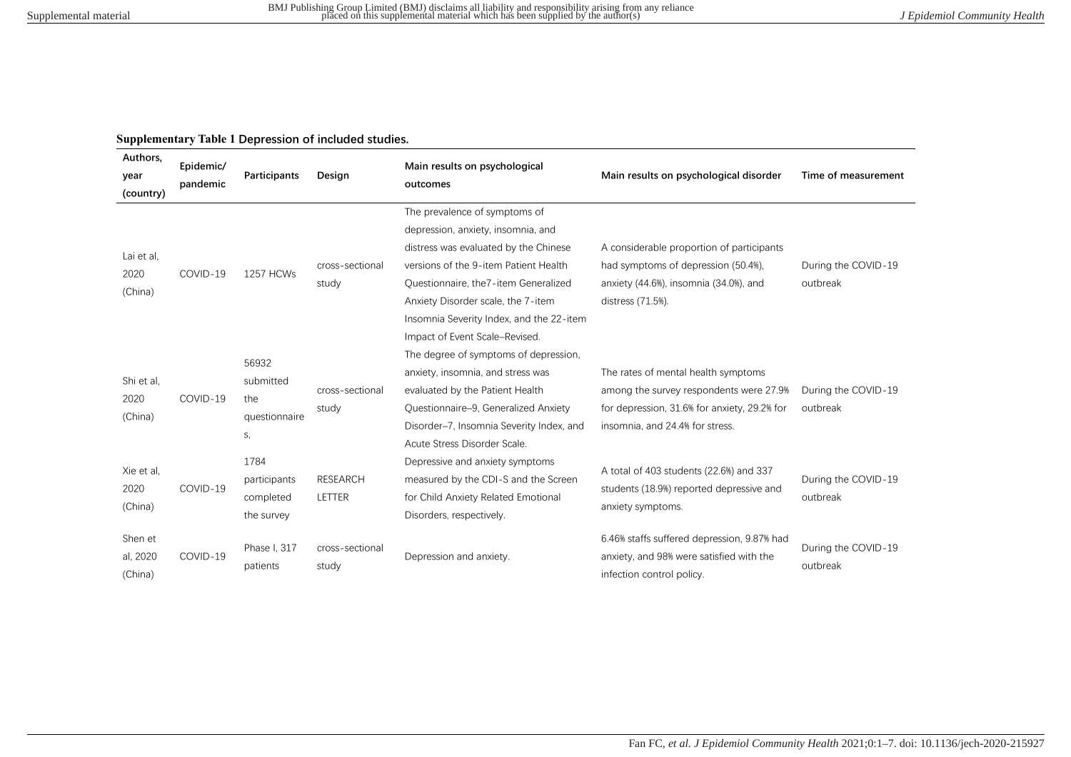**Supplementary Table 1** Depression of included studies.

| Authors, year (country) | Epidemic/ pandemic | Participants | Design | Main results on psychological outcomes | Main results on psychological disorder | Time of measurement |
|---|---|---|---|---|---|---|
| Lai et al, 2020 (China) | COVID-19 | 1257 HCWs | cross-sectional study | The prevalence of symptoms of depression, anxiety, insomnia, and distress was evaluated by the Chinese versions of the 9-item Patient Health Questionnaire, the7-item Generalized Anxiety Disorder scale, the 7-item Insomnia Severity Index, and the 22-item Impact of Event Scale–Revised. | A considerable proportion of participants had symptoms of depression (50.4%), anxiety (44.6%), insomnia (34.0%), and distress (71.5%). | During the COVID-19 outbreak |
| Shi et al, 2020 (China) | COVID-19 | 56932 submitted the questionnaires, | cross-sectional study | The degree of symptoms of depression, anxiety, insomnia, and stress was evaluated by the Patient Health Questionnaire–9, Generalized Anxiety Disorder–7, Insomnia Severity Index, and Acute Stress Disorder Scale. | The rates of mental health symptoms among the survey respondents were 27.9% for depression, 31.6% for anxiety, 29.2% for insomnia, and 24.4% for stress. | During the COVID-19 outbreak |
| Xie et al, 2020 (China) | COVID-19 | 1784 participants completed the survey | RESEARCH LETTER | Depressive and anxiety symptoms measured by the CDI-S and the Screen for Child Anxiety Related Emotional Disorders, respectively. | A total of 403 students (22.6%) and 337 students (18.9%) reported depressive and anxiety symptoms. | During the COVID-19 outbreak |
| Shen et al, 2020 (China) | COVID-19 | Phase I, 317 patients | cross-sectional study | Depression and anxiety. | 6.46% staffs suffered depression, 9.87% had anxiety, and 98% were satisfied with the infection control policy. | During the COVID-19 outbreak |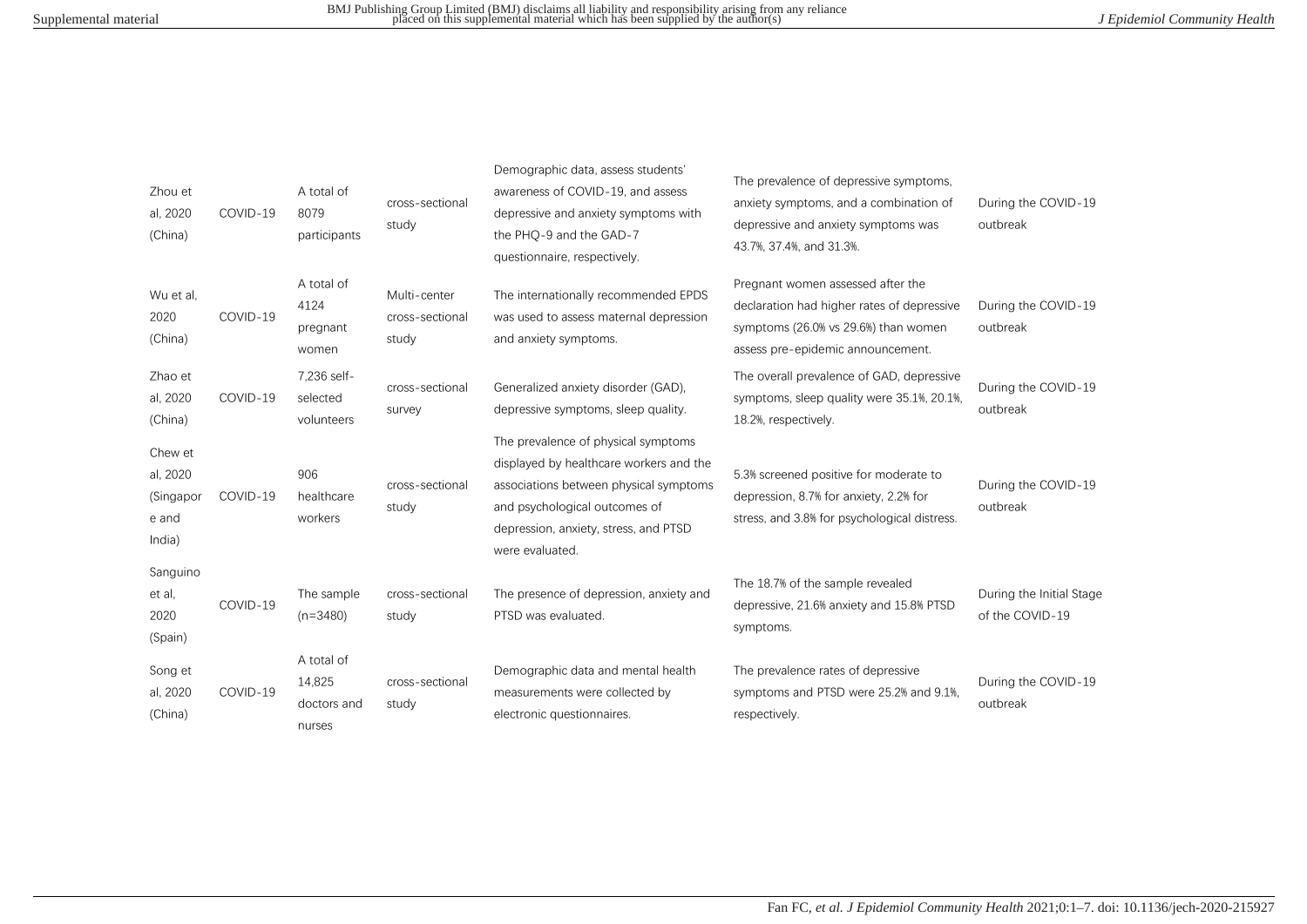| | | | | | | |
|---|---|---|---|---|---|---|
| Zhou et al, 2020 (China) | COVID-19 | A total of 8079 participants | cross-sectional study | Demographic data, assess students' awareness of COVID-19, and assess depressive and anxiety symptoms with the PHQ-9 and the GAD-7 questionnaire, respectively. | The prevalence of depressive symptoms, anxiety symptoms, and a combination of depressive and anxiety symptoms was 43.7%, 37.4%, and 31.3%. | During the COVID-19 outbreak |
| Wu et al, 2020 (China) | COVID-19 | A total of 4124 pregnant women | Multi-center cross-sectional study | The internationally recommended EPDS was used to assess maternal depression and anxiety symptoms. | Pregnant women assessed after the declaration had higher rates of depressive symptoms (26.0% vs 29.6%) than women assess pre-epidemic announcement. | During the COVID-19 outbreak |
| Zhao et al, 2020 (China) | COVID-19 | 7,236 self-selected volunteers | cross-sectional survey | Generalized anxiety disorder (GAD), depressive symptoms, sleep quality. | The overall prevalence of GAD, depressive symptoms, sleep quality were 35.1%, 20.1%, 18.2%, respectively. | During the COVID-19 outbreak |
| Chew et al, 2020 (Singapore and India) | COVID-19 | 906 healthcare workers | cross-sectional study | The prevalence of physical symptoms displayed by healthcare workers and the associations between physical symptoms and psychological outcomes of depression, anxiety, stress, and PTSD were evaluated. | 5.3% screened positive for moderate to depression, 8.7% for anxiety, 2.2% for stress, and 3.8% for psychological distress. | During the COVID-19 outbreak |
| Sanguino et al, 2020 (Spain) | COVID-19 | The sample (n=3480) | cross-sectional study | The presence of depression, anxiety and PTSD was evaluated. | The 18.7% of the sample revealed depressive, 21.6% anxiety and 15.8% PTSD symptoms. | During the Initial Stage of the COVID-19 |
| Song et al, 2020 (China) | COVID-19 | A total of 14,825 doctors and nurses | cross-sectional study | Demographic data and mental health measurements were collected by electronic questionnaires. | The prevalence rates of depressive symptoms and PTSD were 25.2% and 9.1%, respectively. | During the COVID-19 outbreak |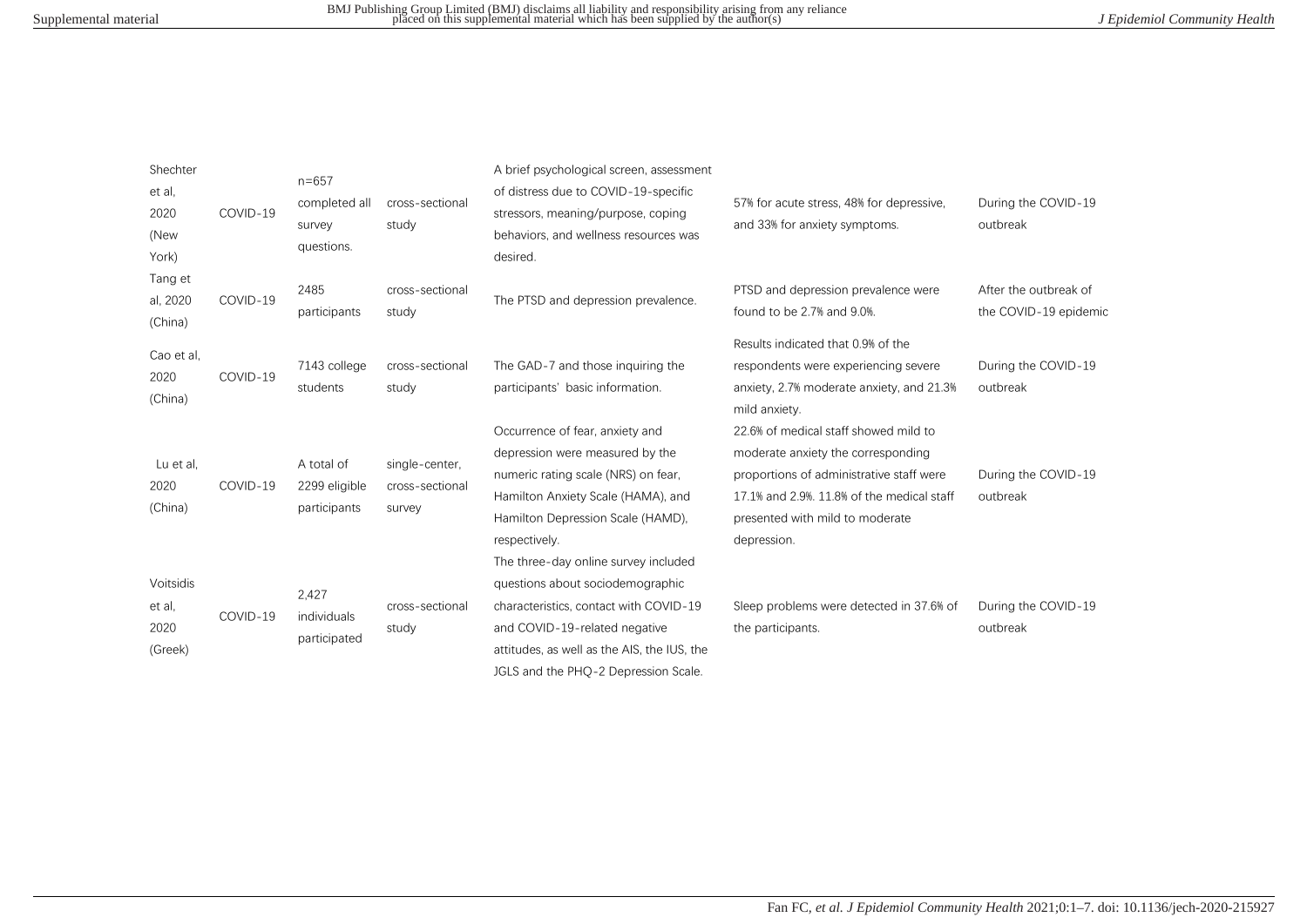| | | | | | | |
|---|---|---|---|---|---|---|
| Shechter et al, 2020 (New York) | COVID-19 | n=657 completed all survey questions. | cross-sectional study | A brief psychological screen, assessment of distress due to COVID-19-specific stressors, meaning/purpose, coping behaviors, and wellness resources was desired. | 57% for acute stress, 48% for depressive, and 33% for anxiety symptoms. | During the COVID-19 outbreak |
| Tang et al, 2020 (China) | COVID-19 | 2485 participants | cross-sectional study | The PTSD and depression prevalence. | PTSD and depression prevalence were found to be 2.7% and 9.0%. | After the outbreak of the COVID-19 epidemic |
| Cao et al, 2020 (China) | COVID-19 | 7143 college students | cross-sectional study | The GAD-7 and those inquiring the participants' basic information. | Results indicated that 0.9% of the respondents were experiencing severe anxiety, 2.7% moderate anxiety, and 21.3% mild anxiety. | During the COVID-19 outbreak |
| Lu et al, 2020 (China) | COVID-19 | A total of 2299 eligible participants | single-center, cross-sectional survey | Occurrence of fear, anxiety and depression were measured by the numeric rating scale (NRS) on fear, Hamilton Anxiety Scale (HAMA), and Hamilton Depression Scale (HAMD), respectively. | 22.6% of medical staff showed mild to moderate anxiety the corresponding proportions of administrative staff were 17.1% and 2.9%. 11.8% of the medical staff presented with mild to moderate depression. | During the COVID-19 outbreak |
| Voitsidis et al, 2020 (Greek) | COVID-19 | 2,427 individuals participated | cross-sectional study | The three-day online survey included questions about sociodemographic characteristics, contact with COVID-19 and COVID-19-related negative attitudes, as well as the AIS, the IUS, the JGLS and the PHQ-2 Depression Scale. | Sleep problems were detected in 37.6% of the participants. | During the COVID-19 outbreak |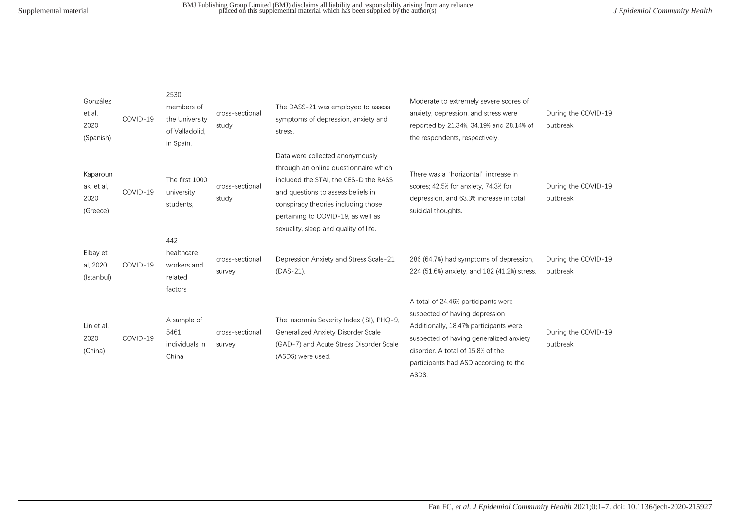| | | | | | | |
|---|---|---|---|---|---|---|
| González et al, 2020 (Spanish) | COVID-19 | 2530 members of the University of Valladolid, in Spain. | cross-sectional study | The DASS-21 was employed to assess symptoms of depression, anxiety and stress. | Moderate to extremely severe scores of anxiety, depression, and stress were reported by 21.34%, 34.19% and 28.14% of the respondents, respectively. | During the COVID-19 outbreak |
| Kaparounaki et al, 2020 (Greece) | COVID-19 | The first 1000 university students, | cross-sectional study | Data were collected anonymously through an online questionnaire which included the STAI, the CES-D the RASS and questions to assess beliefs in conspiracy theories including those pertaining to COVID-19, as well as sexuality, sleep and quality of life. | There was a 'horizontal' increase in scores; 42.5% for anxiety, 74.3% for depression, and 63.3% increase in total suicidal thoughts. | During the COVID-19 outbreak |
| Elbay et al, 2020 (Istanbul) | COVID-19 | 442 healthcare workers and related factors | cross-sectional survey | Depression Anxiety and Stress Scale-21 (DAS-21). | 286 (64.7%) had symptoms of depression, 224 (51.6%) anxiety, and 182 (41.2%) stress. | During the COVID-19 outbreak |
| Lin et al, 2020 (China) | COVID-19 | A sample of 5461 individuals in China | cross-sectional survey | The Insomnia Severity Index (ISI), PHQ-9, Generalized Anxiety Disorder Scale (GAD-7) and Acute Stress Disorder Scale (ASDS) were used. | A total of 24.46% participants were suspected of having depression Additionally, 18.47% participants were suspected of having generalized anxiety disorder. A total of 15.8% of the participants had ASD according to the ASDS. | During the COVID-19 outbreak |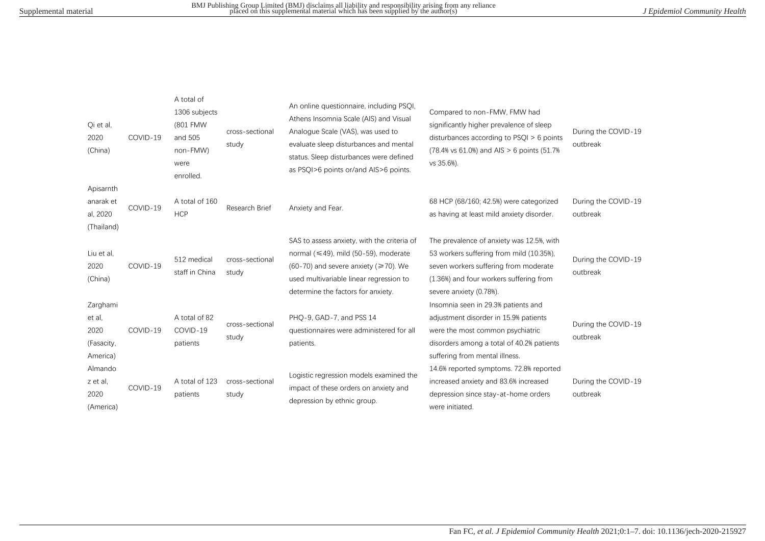| | | | | | | |
|---|---|---|---|---|---|---|
| Qi et al, 2020 (China) | COVID-19 | A total of 1306 subjects (801 FMW and 505 non-FMW) were enrolled. | cross-sectional study | An online questionnaire, including PSQI, Athens Insomnia Scale (AIS) and Visual Analogue Scale (VAS), was used to evaluate sleep disturbances and mental status. Sleep disturbances were defined as PSQI>6 points or/and AIS>6 points. | Compared to non-FMW, FMW had significantly higher prevalence of sleep disturbances according to PSQI > 6 points (78.4% vs 61.0%) and AIS > 6 points (51.7% vs 35.6%). | During the COVID-19 outbreak |
| Apisarnthanarak et al, 2020 (Thailand) | COVID-19 | A total of 160 HCP | Research Brief | Anxiety and Fear. | 68 HCP (68/160; 42.5%) were categorized as having at least mild anxiety disorder. | During the COVID-19 outbreak |
| Liu et al, 2020 (China) | COVID-19 | 512 medical staff in China | cross-sectional study | SAS to assess anxiety, with the criteria of normal (≤49), mild (50-59), moderate (60-70) and severe anxiety (≥70). We used multivariable linear regression to determine the factors for anxiety. | The prevalence of anxiety was 12.5%, with 53 workers suffering from mild (10.35%), seven workers suffering from moderate (1.36%) and four workers suffering from severe anxiety (0.78%). | During the COVID-19 outbreak |
| Zarghami et al, 2020 (Fasacity, America) | COVID-19 | A total of 82 COVID-19 patients | cross-sectional study | PHQ-9, GAD-7, and PSS 14 questionnaires were administered for all patients. | Insomnia seen in 29.3% patients and adjustment disorder in 15.9% patients were the most common psychiatric disorders among a total of 40.2% patients suffering from mental illness. | During the COVID-19 outbreak |
| Almandoz et al, 2020 (America) | COVID-19 | A total of 123 patients | cross-sectional study | Logistic regression models examined the impact of these orders on anxiety and depression by ethnic group. | 14.6% reported symptoms. 72.8% reported increased anxiety and 83.6% increased depression since stay-at-home orders were initiated. | During the COVID-19 outbreak |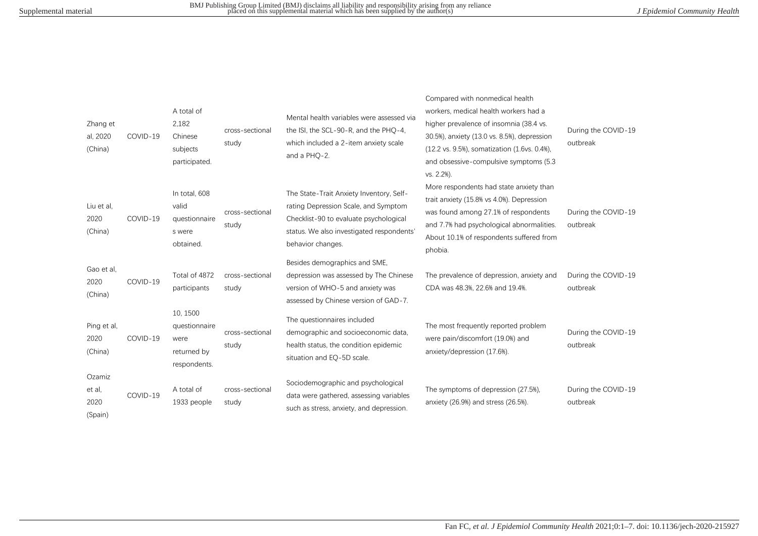| | | | | | | |
|---|---|---|---|---|---|---|
| Zhang et al, 2020 (China) | COVID-19 | A total of 2,182 Chinese subjects participated. | cross-sectional study | Mental health variables were assessed via the ISI, the SCL-90-R, and the PHQ-4, which included a 2-item anxiety scale and a PHQ-2. | Compared with nonmedical health workers, medical health workers had a higher prevalence of insomnia (38.4 vs. 30.5%), anxiety (13.0 vs. 8.5%), depression (12.2 vs. 9.5%), somatization (1.6vs. 0.4%), and obsessive-compulsive symptoms (5.3 vs. 2.2%). | During the COVID-19 outbreak |
| Liu et al, 2020 (China) | COVID-19 | In total, 608 valid questionnaires were obtained. | cross-sectional study | The State-Trait Anxiety Inventory, Self-rating Depression Scale, and Symptom Checklist-90 to evaluate psychological status. We also investigated respondents' behavior changes. | More respondents had state anxiety than trait anxiety (15.8% vs 4.0%). Depression was found among 27.1% of respondents and 7.7% had psychological abnormalities. About 10.1% of respondents suffered from phobia. | During the COVID-19 outbreak |
| Gao et al, 2020 (China) | COVID-19 | Total of 4872 participants | cross-sectional study | Besides demographics and SME, depression was assessed by The Chinese version of WHO-5 and anxiety was assessed by Chinese version of GAD-7. | The prevalence of depression, anxiety and CDA was 48.3%, 22.6% and 19.4%. | During the COVID-19 outbreak |
| Ping et al, 2020 (China) | COVID-19 | 10, 1500 questionnaire were returned by respondents. | cross-sectional study | The questionnaires included demographic and socioeconomic data, health status, the condition epidemic situation and EQ-5D scale. | The most frequently reported problem were pain/discomfort (19.0%) and anxiety/depression (17.6%). | During the COVID-19 outbreak |
| Ozamiz et al, 2020 (Spain) | COVID-19 | A total of 1933 people | cross-sectional study | Sociodemographic and psychological data were gathered, assessing variables such as stress, anxiety, and depression. | The symptoms of depression (27.5%), anxiety (26.9%) and stress (26.5%). | During the COVID-19 outbreak |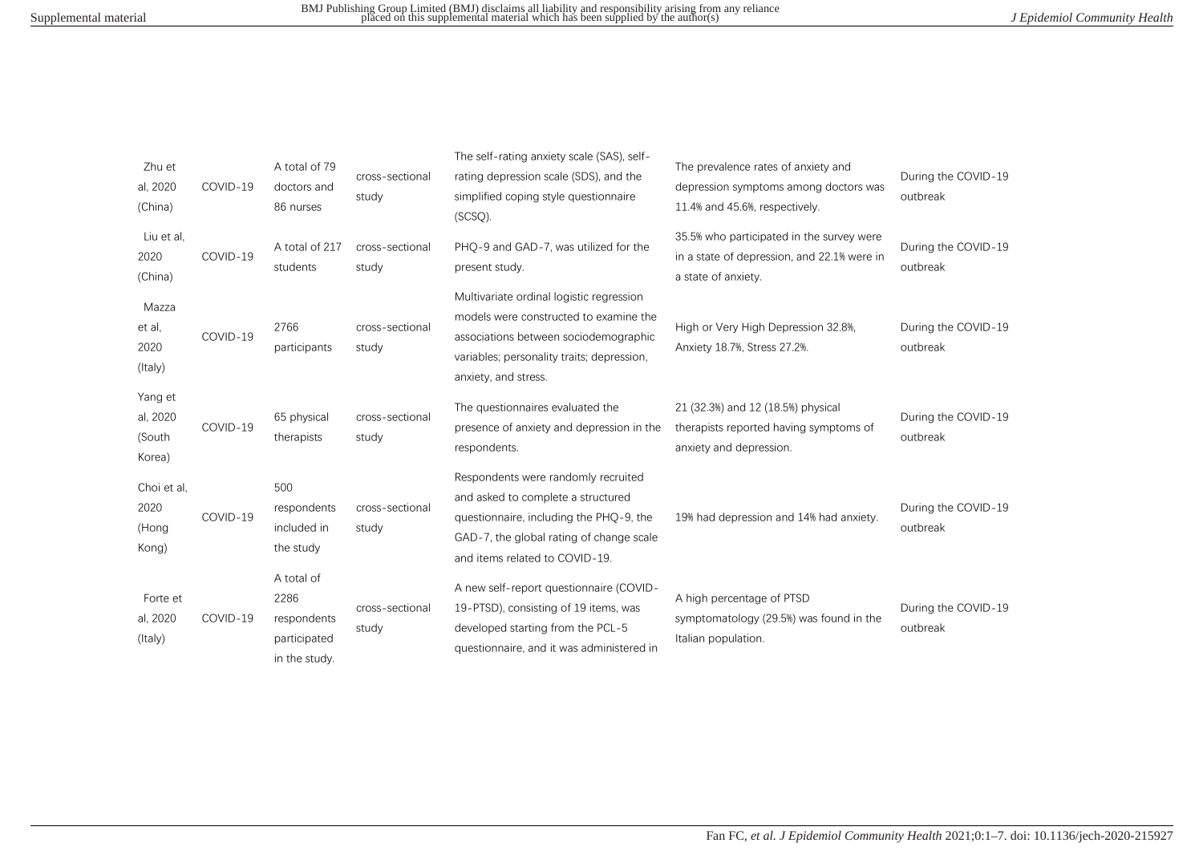| | | | | | | |
|---|---|---|---|---|---|---|
| Zhu et al, 2020 (China) | COVID-19 | A total of 79 doctors and 86 nurses | cross-sectional study | The self-rating anxiety scale (SAS), self-rating depression scale (SDS), and the simplified coping style questionnaire (SCSQ). | The prevalence rates of anxiety and depression symptoms among doctors was 11.4% and 45.6%, respectively. | During the COVID-19 outbreak |
| Liu et al, 2020 (China) | COVID-19 | A total of 217 students | cross-sectional study | PHQ-9 and GAD-7, was utilized for the present study. | 35.5% who participated in the survey were in a state of depression, and 22.1% were in a state of anxiety. | During the COVID-19 outbreak |
| Mazza et al, 2020 (Italy) | COVID-19 | 2766 participants | cross-sectional study | Multivariate ordinal logistic regression models were constructed to examine the associations between sociodemographic variables; personality traits; depression, anxiety, and stress. | High or Very High Depression 32.8%, Anxiety 18.7%, Stress 27.2%. | During the COVID-19 outbreak |
| Yang et al, 2020 (South Korea) | COVID-19 | 65 physical therapists | cross-sectional study | The questionnaires evaluated the presence of anxiety and depression in the respondents. | 21 (32.3%) and 12 (18.5%) physical therapists reported having symptoms of anxiety and depression. | During the COVID-19 outbreak |
| Choi et al, 2020 (Hong Kong) | COVID-19 | 500 respondents included in the study | cross-sectional study | Respondents were randomly recruited and asked to complete a structured questionnaire, including the PHQ-9, the GAD-7, the global rating of change scale and items related to COVID-19. | 19% had depression and 14% had anxiety. | During the COVID-19 outbreak |
| Forte et al, 2020 (Italy) | COVID-19 | A total of 2286 respondents participated in the study. | cross-sectional study | A new self-report questionnaire (COVID-19-PTSD), consisting of 19 items, was developed starting from the PCL-5 questionnaire, and it was administered in | A high percentage of PTSD symptomatology (29.5%) was found in the Italian population. | During the COVID-19 outbreak |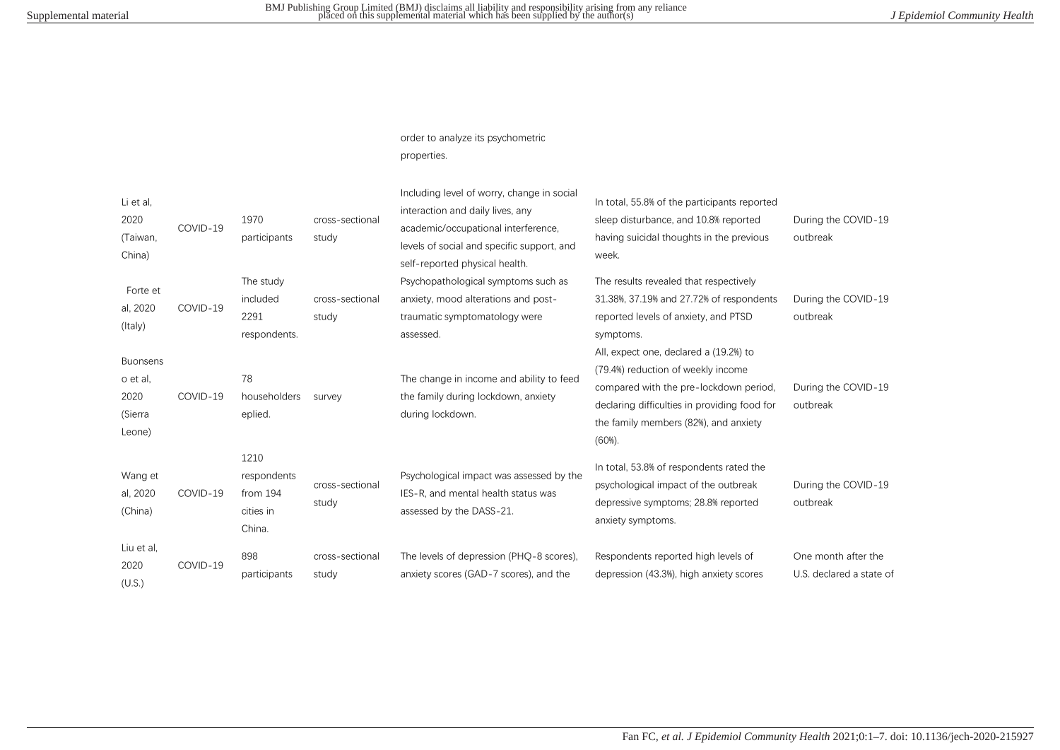| | | | | order to analyze its psychometric properties. | | |
|---|---|---|---|---|---|---|
| Li et al, 2020 (Taiwan, China) | COVID-19 | 1970 participants | cross-sectional study | Including level of worry, change in social interaction and daily lives, any academic/occupational interference, levels of social and specific support, and self-reported physical health. | In total, 55.8% of the participants reported sleep disturbance, and 10.8% reported having suicidal thoughts in the previous week. | During the COVID-19 outbreak |
| Forte et al, 2020 (Italy) | COVID-19 | The study included 2291 respondents. | cross-sectional study | Psychopathological symptoms such as anxiety, mood alterations and post-traumatic symptomatology were assessed. | The results revealed that respectively 31.38%, 37.19% and 27.72% of respondents reported levels of anxiety, and PTSD symptoms. | During the COVID-19 outbreak |
| Buonsenso et al, 2020 (Sierra Leone) | COVID-19 | 78 householders eplied. | survey | The change in income and ability to feed the family during lockdown, anxiety during lockdown. | All, expect one, declared a (19.2%) to (79.4%) reduction of weekly income compared with the pre-lockdown period, declaring difficulties in providing food for the family members (82%), and anxiety (60%). | During the COVID-19 outbreak |
| Wang et al, 2020 (China) | COVID-19 | 1210 respondents from 194 cities in China. | cross-sectional study | Psychological impact was assessed by the IES-R, and mental health status was assessed by the DASS-21. | In total, 53.8% of respondents rated the psychological impact of the outbreak depressive symptoms; 28.8% reported anxiety symptoms. | During the COVID-19 outbreak |
| Liu et al, 2020 (U.S.) | COVID-19 | 898 participants | cross-sectional study | The levels of depression (PHQ-8 scores), anxiety scores (GAD-7 scores), and the | Respondents reported high levels of depression (43.3%), high anxiety scores | One month after the U.S. declared a state of |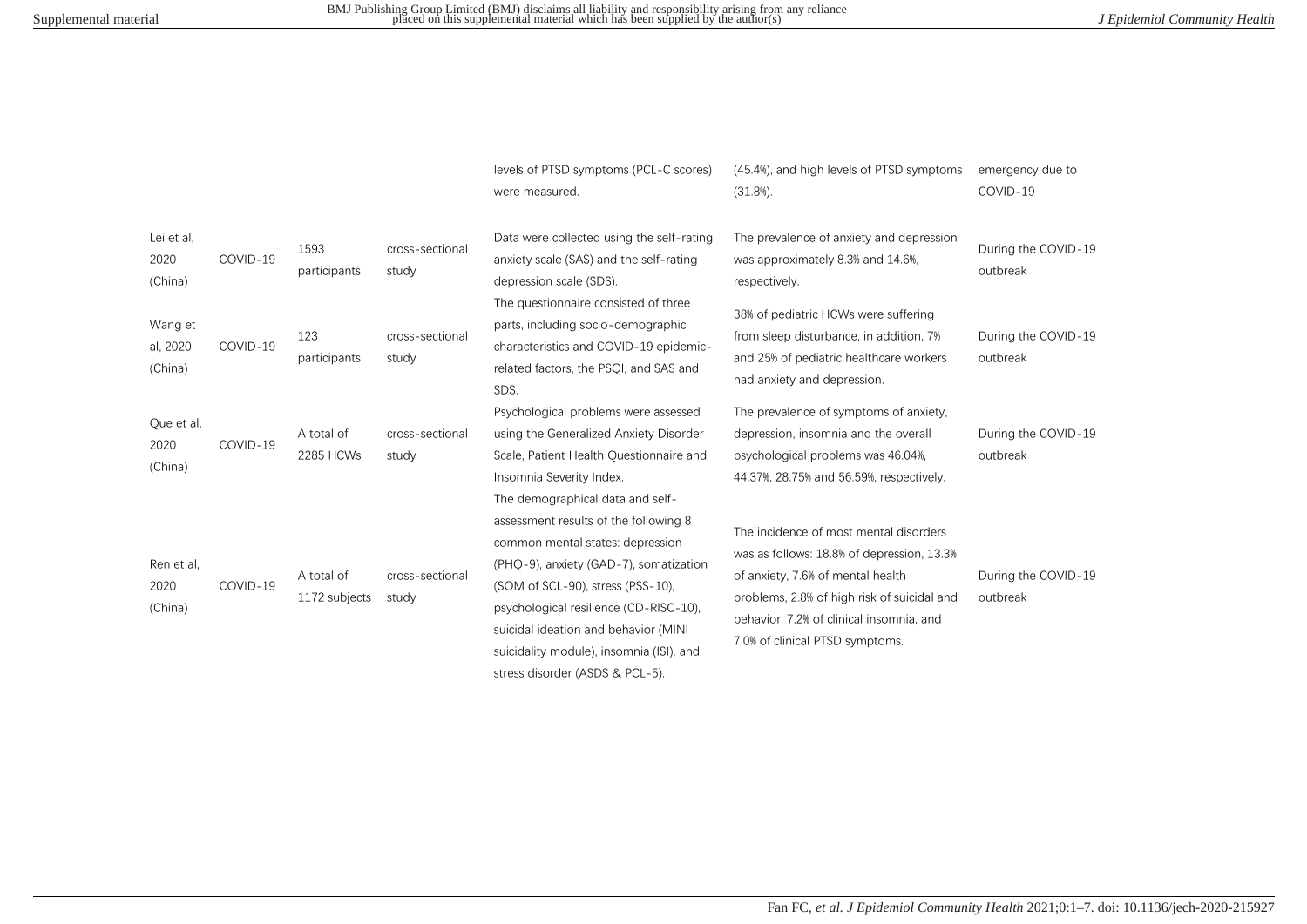| | | | | | | |
|---|---|---|---|---|---|---|
| | | | | levels of PTSD symptoms (PCL-C scores) were measured. | (45.4%), and high levels of PTSD symptoms (31.8%). | emergency due to COVID-19 |
| Lei et al, 2020 (China) | COVID-19 | 1593 participants | cross-sectional study | Data were collected using the self-rating anxiety scale (SAS) and the self-rating depression scale (SDS). | The prevalence of anxiety and depression was approximately 8.3% and 14.6%, respectively. | During the COVID-19 outbreak |
| Wang et al, 2020 (China) | COVID-19 | 123 participants | cross-sectional study | The questionnaire consisted of three parts, including socio-demographic characteristics and COVID-19 epidemic-related factors, the PSQI, and SAS and SDS. | 38% of pediatric HCWs were suffering from sleep disturbance, in addition, 7% and 25% of pediatric healthcare workers had anxiety and depression. | During the COVID-19 outbreak |
| Que et al, 2020 (China) | COVID-19 | A total of 2285 HCWs | cross-sectional study | Psychological problems were assessed using the Generalized Anxiety Disorder Scale, Patient Health Questionnaire and Insomnia Severity Index. | The prevalence of symptoms of anxiety, depression, insomnia and the overall psychological problems was 46.04%, 44.37%, 28.75% and 56.59%, respectively. | During the COVID-19 outbreak |
| Ren et al, 2020 (China) | COVID-19 | A total of 1172 subjects | cross-sectional study | The demographical data and self-assessment results of the following 8 common mental states: depression (PHQ-9), anxiety (GAD-7), somatization (SOM of SCL-90), stress (PSS-10), psychological resilience (CD-RISC-10), suicidal ideation and behavior (MINI suicidality module), insomnia (ISI), and stress disorder (ASDS & PCL-5). | The incidence of most mental disorders was as follows: 18.8% of depression, 13.3% of anxiety, 7.6% of mental health problems, 2.8% of high risk of suicidal and behavior, 7.2% of clinical insomnia, and 7.0% of clinical PTSD symptoms. | During the COVID-19 outbreak |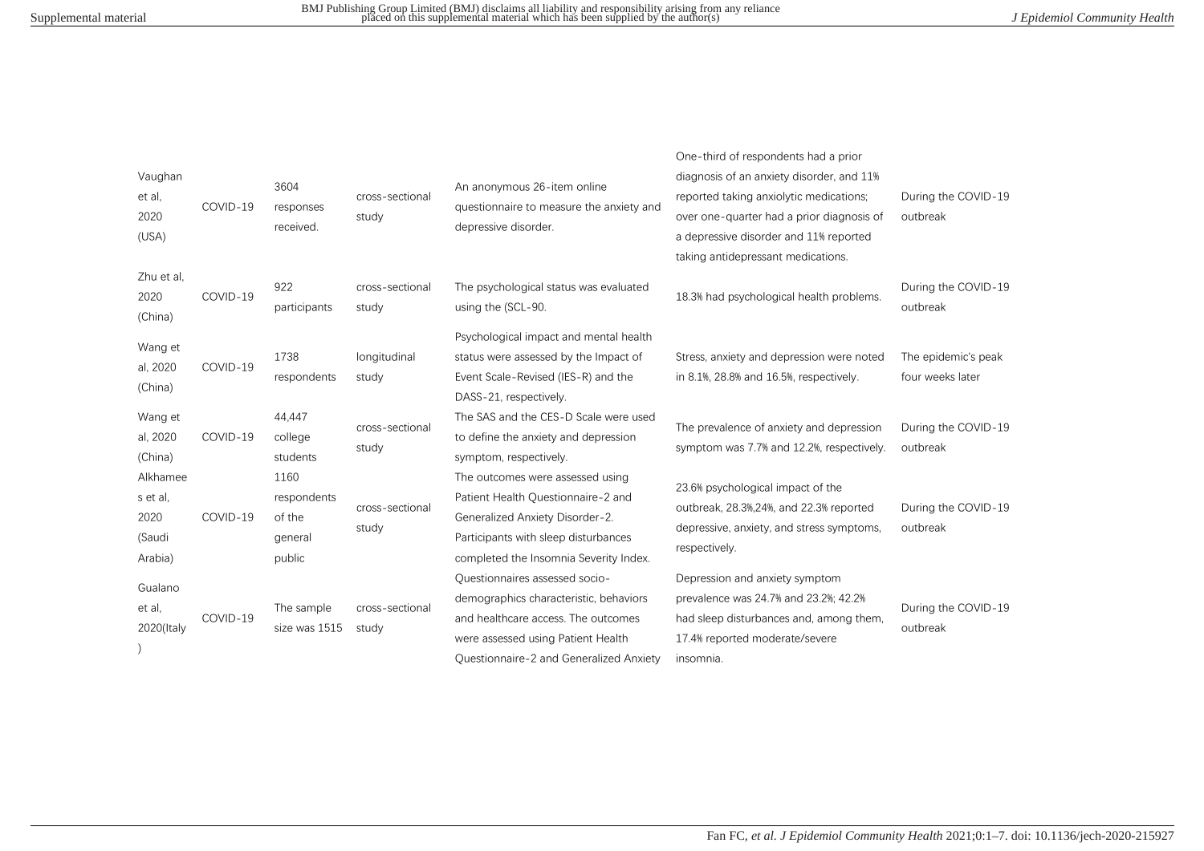| | | | | | | |
|---|---|---|---|---|---|---|
| Vaughan et al, 2020 (USA) | COVID-19 | 3604 responses received. | cross-sectional study | An anonymous 26-item online questionnaire to measure the anxiety and depressive disorder. | One-third of respondents had a prior diagnosis of an anxiety disorder, and 11% reported taking anxiolytic medications; over one-quarter had a prior diagnosis of a depressive disorder and 11% reported taking antidepressant medications. | During the COVID-19 outbreak |
| Zhu et al, 2020 (China) | COVID-19 | 922 participants | cross-sectional study | The psychological status was evaluated using the (SCL-90. | 18.3% had psychological health problems. | During the COVID-19 outbreak |
| Wang et al, 2020 (China) | COVID-19 | 1738 respondents | longitudinal study | Psychological impact and mental health status were assessed by the Impact of Event Scale-Revised (IES-R) and the DASS-21, respectively. | Stress, anxiety and depression were noted in 8.1%, 28.8% and 16.5%, respectively. | The epidemic's peak four weeks later |
| Wang et al, 2020 (China) | COVID-19 | 44,447 college students | cross-sectional study | The SAS and the CES-D Scale were used to define the anxiety and depression symptom, respectively. | The prevalence of anxiety and depression symptom was 7.7% and 12.2%, respectively. | During the COVID-19 outbreak |
| Alkhamees et al, 2020 (Saudi Arabia) | COVID-19 | 1160 respondents of the general public | cross-sectional study | The outcomes were assessed using Patient Health Questionnaire-2 and Generalized Anxiety Disorder-2. Participants with sleep disturbances completed the Insomnia Severity Index. | 23.6% psychological impact of the outbreak, 28.3%,24%, and 22.3% reported depressive, anxiety, and stress symptoms, respectively. | During the COVID-19 outbreak |
| Gualano et al, 2020(Italy) | COVID-19 | The sample size was 1515 | cross-sectional study | Questionnaires assessed socio-demographics characteristic, behaviors and healthcare access. The outcomes were assessed using Patient Health Questionnaire-2 and Generalized Anxiety | Depression and anxiety symptom prevalence was 24.7% and 23.2%; 42.2% had sleep disturbances and, among them, 17.4% reported moderate/severe insomnia. | During the COVID-19 outbreak |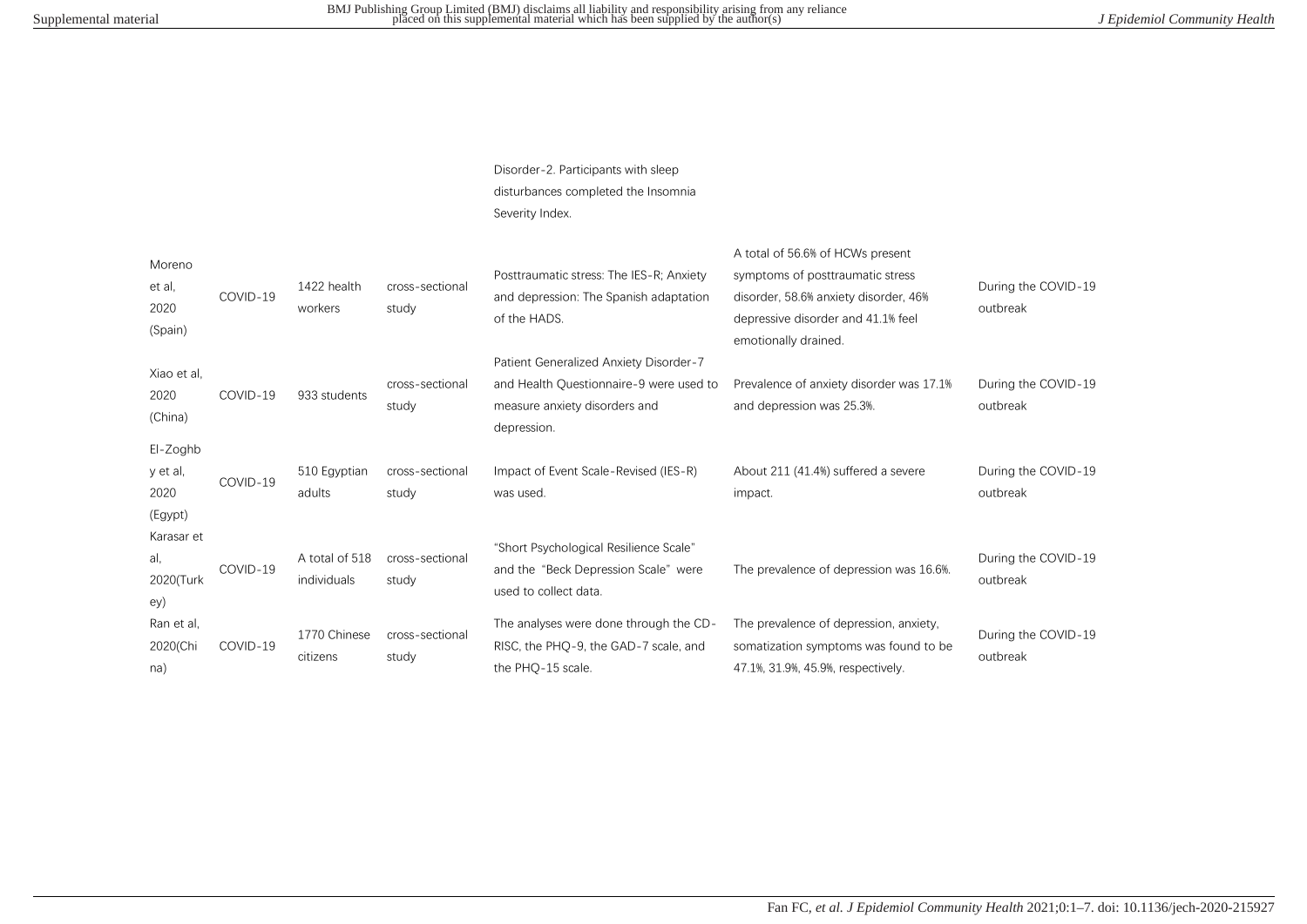| | | | | | | |
|---|---|---|---|---|---|---|
| | | | | Disorder-2. Participants with sleep disturbances completed the Insomnia Severity Index. | | |
| Moreno et al, 2020 (Spain) | COVID-19 | 1422 health workers | cross-sectional study | Posttraumatic stress: The IES-R; Anxiety and depression: The Spanish adaptation of the HADS. | A total of 56.6% of HCWs present symptoms of posttraumatic stress disorder, 58.6% anxiety disorder, 46% depressive disorder and 41.1% feel emotionally drained. | During the COVID-19 outbreak |
| Xiao et al, 2020 (China) | COVID-19 | 933 students | cross-sectional study | Patient Generalized Anxiety Disorder-7 and Health Questionnaire-9 were used to measure anxiety disorders and depression. | Prevalence of anxiety disorder was 17.1% and depression was 25.3%. | During the COVID-19 outbreak |
| El-Zoghby et al, 2020 (Egypt) | COVID-19 | 510 Egyptian adults | cross-sectional study | Impact of Event Scale-Revised (IES-R) was used. | About 211 (41.4%) suffered a severe impact. | During the COVID-19 outbreak |
| Karasar et al, 2020(Turkey) | COVID-19 | A total of 518 individuals | cross-sectional study | "Short Psychological Resilience Scale" and the "Beck Depression Scale" were used to collect data. | The prevalence of depression was 16.6%. | During the COVID-19 outbreak |
| Ran et al, 2020(China) | COVID-19 | 1770 Chinese citizens | cross-sectional study | The analyses were done through the CD-RISC, the PHQ-9, the GAD-7 scale, and the PHQ-15 scale. | The prevalence of depression, anxiety, somatization symptoms was found to be 47.1%, 31.9%, 45.9%, respectively. | During the COVID-19 outbreak |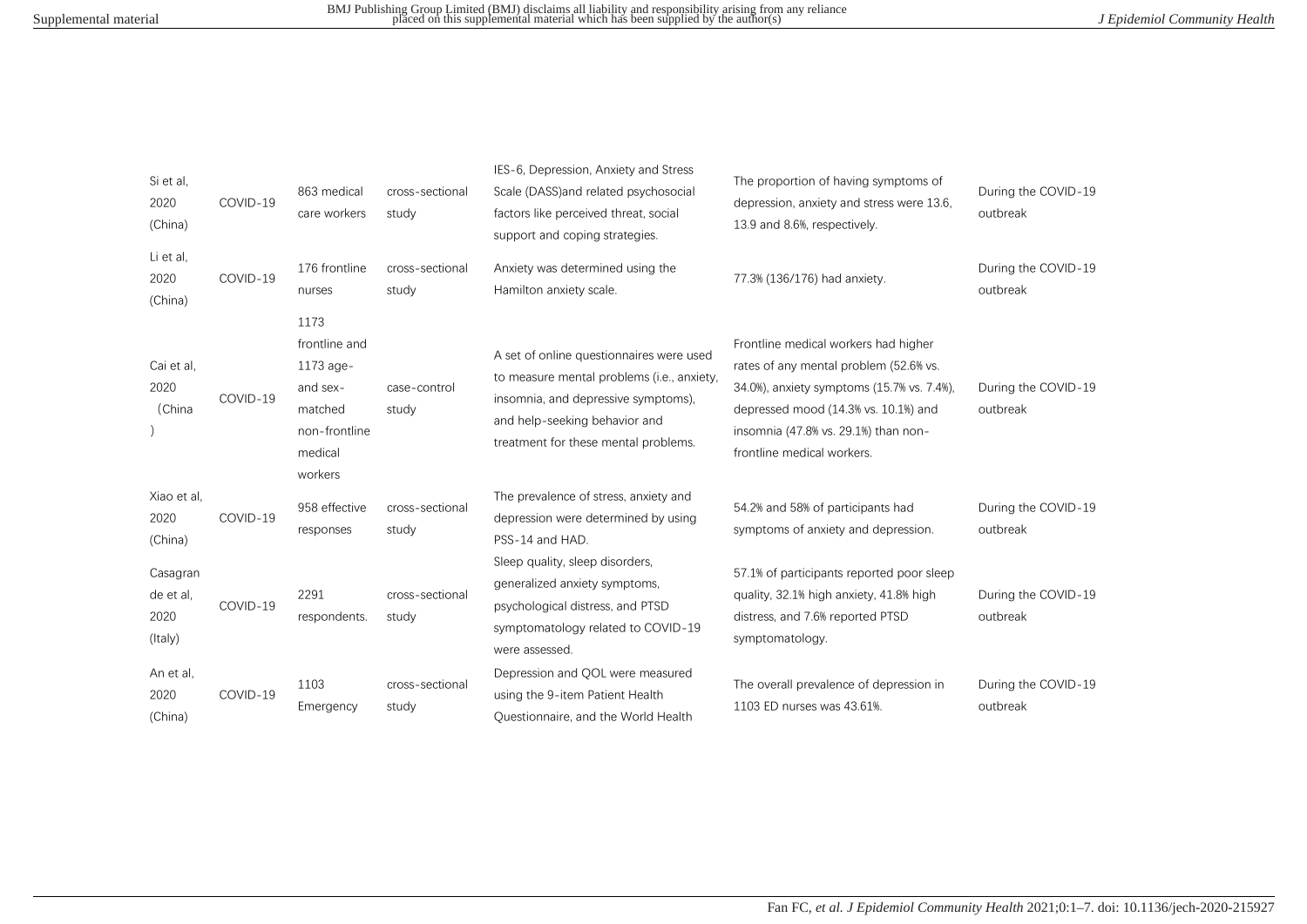| | | | | | | |
|---|---|---|---|---|---|---|
| Si et al, 2020 (China) | COVID-19 | 863 medical care workers | cross-sectional study | IES-6, Depression, Anxiety and Stress Scale (DASS)and related psychosocial factors like perceived threat, social support and coping strategies. | The proportion of having symptoms of depression, anxiety and stress were 13.6, 13.9 and 8.6%, respectively. | During the COVID-19 outbreak |
| Li et al, 2020 (China) | COVID-19 | 176 frontline nurses | cross-sectional study | Anxiety was determined using the Hamilton anxiety scale. | 77.3% (136/176) had anxiety. | During the COVID-19 outbreak |
| Cai et al, 2020 (China ) | COVID-19 | 1173 frontline and 1173 age- and sex-matched non-frontline medical workers | case-control study | A set of online questionnaires were used to measure mental problems (i.e., anxiety, insomnia, and depressive symptoms), and help-seeking behavior and treatment for these mental problems. | Frontline medical workers had higher rates of any mental problem (52.6% vs. 34.0%), anxiety symptoms (15.7% vs. 7.4%), depressed mood (14.3% vs. 10.1%) and insomnia (47.8% vs. 29.1%) than non-frontline medical workers. | During the COVID-19 outbreak |
| Xiao et al, 2020 (China) | COVID-19 | 958 effective responses | cross-sectional study | The prevalence of stress, anxiety and depression were determined by using PSS-14 and HAD. | 54.2% and 58% of participants had symptoms of anxiety and depression. | During the COVID-19 outbreak |
| Casagrande et al, 2020 (Italy) | COVID-19 | 2291 respondents. | cross-sectional study | Sleep quality, sleep disorders, generalized anxiety symptoms, psychological distress, and PTSD symptomatology related to COVID-19 were assessed. | 57.1% of participants reported poor sleep quality, 32.1% high anxiety, 41.8% high distress, and 7.6% reported PTSD symptomatology. | During the COVID-19 outbreak |
| An et al, 2020 (China) | COVID-19 | 1103 Emergency | cross-sectional study | Depression and QOL were measured using the 9-item Patient Health Questionnaire, and the World Health | The overall prevalence of depression in 1103 ED nurses was 43.61%. | During the COVID-19 outbreak |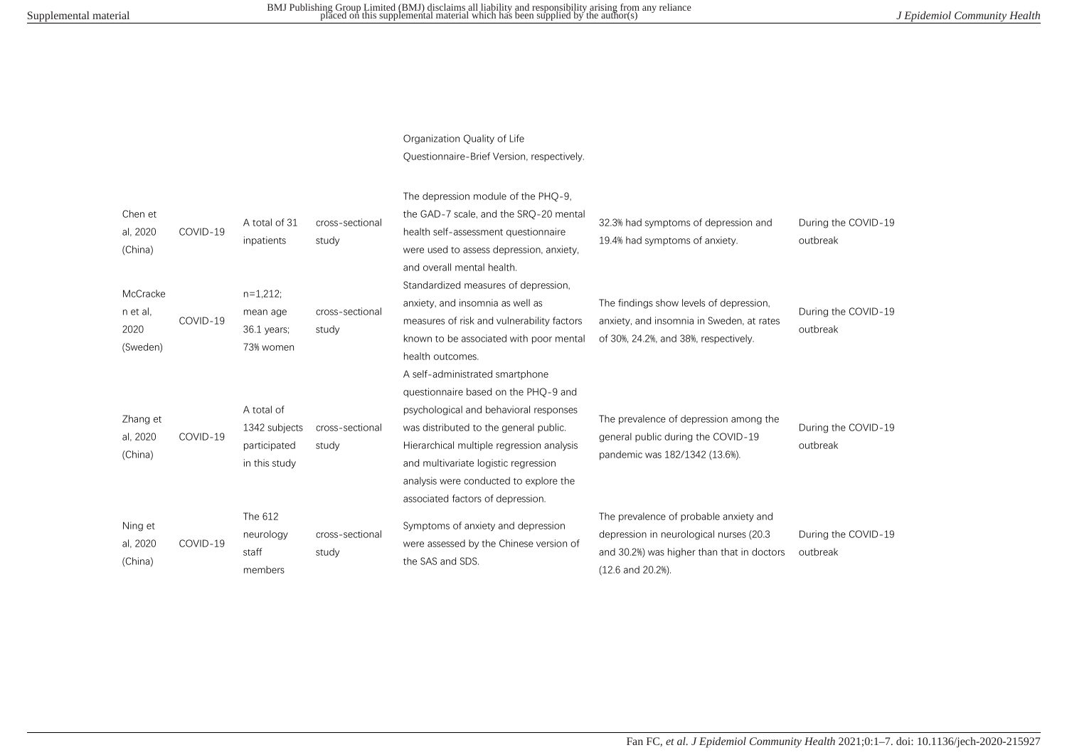| | | | | | | |
|---|---|---|---|---|---|---|
| | | | | Organization Quality of Life Questionnaire-Brief Version, respectively. | | |
| Chen et al, 2020 (China) | COVID-19 | A total of 31 inpatients | cross-sectional study | The depression module of the PHQ-9, the GAD-7 scale, and the SRQ-20 mental health self-assessment questionnaire were used to assess depression, anxiety, and overall mental health. | 32.3% had symptoms of depression and 19.4% had symptoms of anxiety. | During the COVID-19 outbreak |
| McCracken et al, 2020 (Sweden) | COVID-19 | n=1,212; mean age 36.1 years; 73% women | cross-sectional study | Standardized measures of depression, anxiety, and insomnia as well as measures of risk and vulnerability factors known to be associated with poor mental health outcomes. | The findings show levels of depression, anxiety, and insomnia in Sweden, at rates of 30%, 24.2%, and 38%, respectively. | During the COVID-19 outbreak |
| Zhang et al, 2020 (China) | COVID-19 | A total of 1342 subjects participated in this study | cross-sectional study | A self-administrated smartphone questionnaire based on the PHQ-9 and psychological and behavioral responses was distributed to the general public. Hierarchical multiple regression analysis and multivariate logistic regression analysis were conducted to explore the associated factors of depression. | The prevalence of depression among the general public during the COVID-19 pandemic was 182/1342 (13.6%). | During the COVID-19 outbreak |
| Ning et al, 2020 (China) | COVID-19 | The 612 neurology staff members | cross-sectional study | Symptoms of anxiety and depression were assessed by the Chinese version of the SAS and SDS. | The prevalence of probable anxiety and depression in neurological nurses (20.3 and 30.2%) was higher than that in doctors (12.6 and 20.2%). | During the COVID-19 outbreak |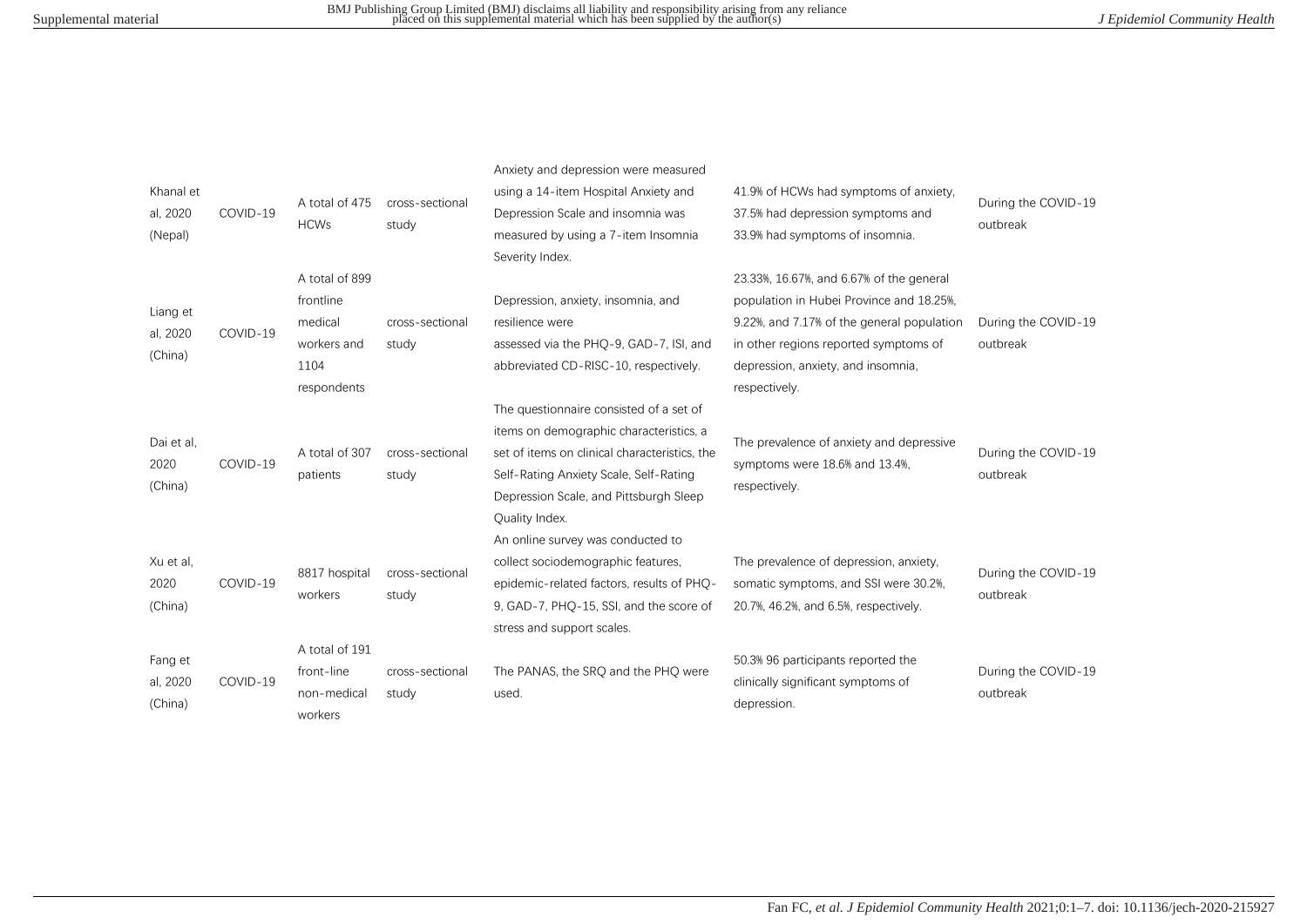| | | | | | | |
|---|---|---|---|---|---|---|
| Khanal et al, 2020 (Nepal) | COVID-19 | A total of 475 HCWs | cross-sectional study | Anxiety and depression were measured using a 14-item Hospital Anxiety and Depression Scale and insomnia was measured by using a 7-item Insomnia Severity Index. | 41.9% of HCWs had symptoms of anxiety, 37.5% had depression symptoms and 33.9% had symptoms of insomnia. | During the COVID-19 outbreak |
| Liang et al, 2020 (China) | COVID-19 | A total of 899 frontline medical workers and 1104 respondents | cross-sectional study | Depression, anxiety, insomnia, and resilience were assessed via the PHQ-9, GAD-7, ISI, and abbreviated CD-RISC-10, respectively. | 23.33%, 16.67%, and 6.67% of the general population in Hubei Province and 18.25%, 9.22%, and 7.17% of the general population in other regions reported symptoms of depression, anxiety, and insomnia, respectively. | During the COVID-19 outbreak |
| Dai et al, 2020 (China) | COVID-19 | A total of 307 patients | cross-sectional study | The questionnaire consisted of a set of items on demographic characteristics, a set of items on clinical characteristics, the Self-Rating Anxiety Scale, Self-Rating Depression Scale, and Pittsburgh Sleep Quality Index. | The prevalence of anxiety and depressive symptoms were 18.6% and 13.4%, respectively. | During the COVID-19 outbreak |
| Xu et al, 2020 (China) | COVID-19 | 8817 hospital workers | cross-sectional study | An online survey was conducted to collect sociodemographic features, epidemic-related factors, results of PHQ-9, GAD-7, PHQ-15, SSI, and the score of stress and support scales. | The prevalence of depression, anxiety, somatic symptoms, and SSI were 30.2%, 20.7%, 46.2%, and 6.5%, respectively. | During the COVID-19 outbreak |
| Fang et al, 2020 (China) | COVID-19 | A total of 191 front-line non-medical workers | cross-sectional study | The PANAS, the SRQ and the PHQ were used. | 50.3% 96 participants reported the clinically significant symptoms of depression. | During the COVID-19 outbreak |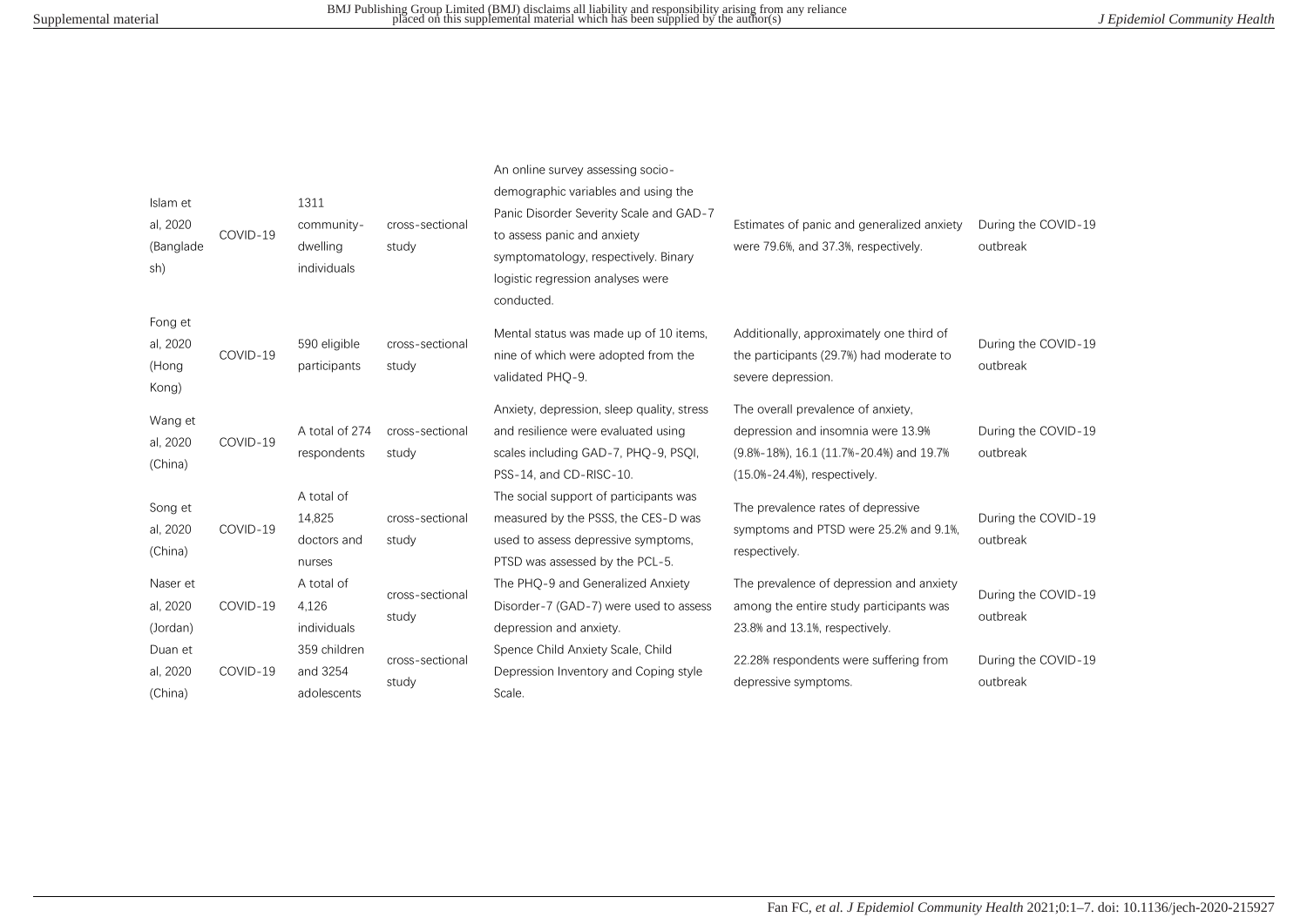| | | | | | | |
|---|---|---|---|---|---|---|
| Islam et al, 2020 (Bangladesh) | COVID-19 | 1311 community-dwelling individuals | cross-sectional study | An online survey assessing socio-demographic variables and using the Panic Disorder Severity Scale and GAD-7 to assess panic and anxiety symptomatology, respectively. Binary logistic regression analyses were conducted. | Estimates of panic and generalized anxiety were 79.6%, and 37.3%, respectively. | During the COVID-19 outbreak |
| Fong et al, 2020 (Hong Kong) | COVID-19 | 590 eligible participants | cross-sectional study | Mental status was made up of 10 items, nine of which were adopted from the validated PHQ-9. | Additionally, approximately one third of the participants (29.7%) had moderate to severe depression. | During the COVID-19 outbreak |
| Wang et al, 2020 (China) | COVID-19 | A total of 274 respondents | cross-sectional study | Anxiety, depression, sleep quality, stress and resilience were evaluated using scales including GAD-7, PHQ-9, PSQI, PSS-14, and CD-RISC-10. | The overall prevalence of anxiety, depression and insomnia were 13.9% (9.8%-18%), 16.1 (11.7%-20.4%) and 19.7% (15.0%-24.4%), respectively. | During the COVID-19 outbreak |
| Song et al, 2020 (China) | COVID-19 | A total of 14,825 doctors and nurses | cross-sectional study | The social support of participants was measured by the PSSS, the CES-D was used to assess depressive symptoms, PTSD was assessed by the PCL-5. | The prevalence rates of depressive symptoms and PTSD were 25.2% and 9.1%, respectively. | During the COVID-19 outbreak |
| Naser et al, 2020 (Jordan) | COVID-19 | A total of 4,126 individuals | cross-sectional study | The PHQ-9 and Generalized Anxiety Disorder-7 (GAD-7) were used to assess depression and anxiety. | The prevalence of depression and anxiety among the entire study participants was 23.8% and 13.1%, respectively. | During the COVID-19 outbreak |
| Duan et al, 2020 (China) | COVID-19 | 359 children and 3254 adolescents | cross-sectional study | Spence Child Anxiety Scale, Child Depression Inventory and Coping style Scale. | 22.28% respondents were suffering from depressive symptoms. | During the COVID-19 outbreak |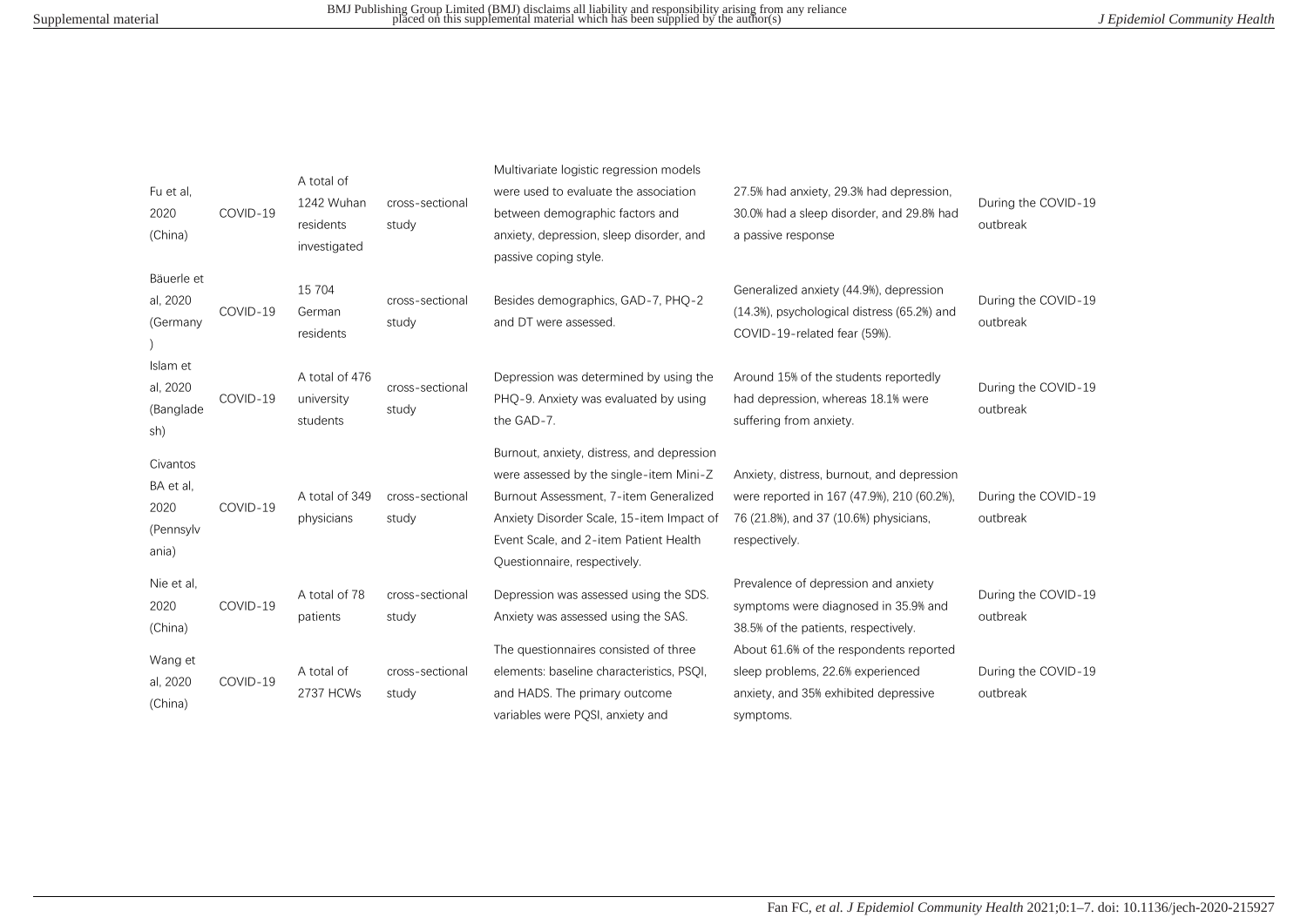| | | | | | | |
|---|---|---|---|---|---|---|
| Fu et al, 2020 (China) | COVID-19 | A total of 1242 Wuhan residents investigated | cross-sectional study | Multivariate logistic regression models were used to evaluate the association between demographic factors and anxiety, depression, sleep disorder, and passive coping style. | 27.5% had anxiety, 29.3% had depression, 30.0% had a sleep disorder, and 29.8% had a passive response | During the COVID-19 outbreak |
| Bäuerle et al, 2020 (Germany) | COVID-19 | 15 704 German residents | cross-sectional study | Besides demographics, GAD-7, PHQ-2 and DT were assessed. | Generalized anxiety (44.9%), depression (14.3%), psychological distress (65.2%) and COVID-19-related fear (59%). | During the COVID-19 outbreak |
| Islam et al, 2020 (Bangladesh) | COVID-19 | A total of 476 university students | cross-sectional study | Depression was determined by using the PHQ-9. Anxiety was evaluated by using the GAD-7. | Around 15% of the students reportedly had depression, whereas 18.1% were suffering from anxiety. | During the COVID-19 outbreak |
| Civantos BA et al, 2020 (Pennsylvania) | COVID-19 | A total of 349 physicians | cross-sectional study | Burnout, anxiety, distress, and depression were assessed by the single-item Mini-Z Burnout Assessment, 7-item Generalized Anxiety Disorder Scale, 15-item Impact of Event Scale, and 2-item Patient Health Questionnaire, respectively. | Anxiety, distress, burnout, and depression were reported in 167 (47.9%), 210 (60.2%), 76 (21.8%), and 37 (10.6%) physicians, respectively. | During the COVID-19 outbreak |
| Nie et al, 2020 (China) | COVID-19 | A total of 78 patients | cross-sectional study | Depression was assessed using the SDS. Anxiety was assessed using the SAS. | Prevalence of depression and anxiety symptoms were diagnosed in 35.9% and 38.5% of the patients, respectively. | During the COVID-19 outbreak |
| Wang et al, 2020 (China) | COVID-19 | A total of 2737 HCWs | cross-sectional study | The questionnaires consisted of three elements: baseline characteristics, PSQI, and HADS. The primary outcome variables were PQSI, anxiety and | About 61.6% of the respondents reported sleep problems, 22.6% experienced anxiety, and 35% exhibited depressive symptoms. | During the COVID-19 outbreak |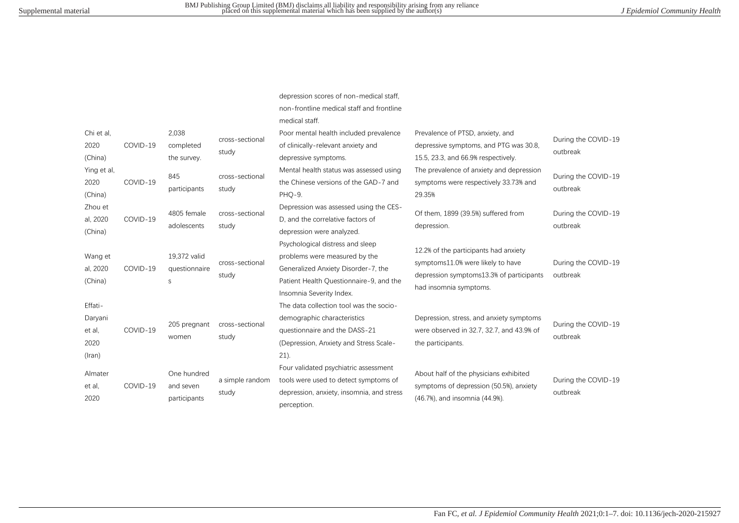| | | | | | | |
|---|---|---|---|---|---|---|
| | | | | depression scores of non-medical staff, non-frontline medical staff and frontline medical staff. | | |
| Chi et al, 2020 (China) | COVID-19 | 2,038 completed the survey. | cross-sectional study | Poor mental health included prevalence of clinically-relevant anxiety and depressive symptoms. | Prevalence of PTSD, anxiety, and depressive symptoms, and PTG was 30.8, 15.5, 23.3, and 66.9% respectively. | During the COVID-19 outbreak |
| Ying et al, 2020 (China) | COVID-19 | 845 participants | cross-sectional study | Mental health status was assessed using the Chinese versions of the GAD-7 and PHQ-9. | The prevalence of anxiety and depression symptoms were respectively 33.73% and 29.35% | During the COVID-19 outbreak |
| Zhou et al, 2020 (China) | COVID-19 | 4805 female adolescents | cross-sectional study | Depression was assessed using the CES-D, and the correlative factors of depression were analyzed. | Of them, 1899 (39.5%) suffered from depression. | During the COVID-19 outbreak |
| Wang et al, 2020 (China) | COVID-19 | 19,372 valid questionnaires | cross-sectional study | Psychological distress and sleep problems were measured by the Generalized Anxiety Disorder-7, the Patient Health Questionnaire-9, and the Insomnia Severity Index. | 12.2% of the participants had anxiety symptoms11.0% were likely to have depression symptoms13.3% of participants had insomnia symptoms. | During the COVID-19 outbreak |
| Effati-Daryani et al, 2020 (Iran) | COVID-19 | 205 pregnant women | cross-sectional study | The data collection tool was the socio-demographic characteristics questionnaire and the DASS-21 (Depression, Anxiety and Stress Scale-21). | Depression, stress, and anxiety symptoms were observed in 32.7, 32.7, and 43.9% of the participants. | During the COVID-19 outbreak |
| Almater et al, 2020 | COVID-19 | One hundred and seven participants | a simple random study | Four validated psychiatric assessment tools were used to detect symptoms of depression, anxiety, insomnia, and stress perception. | About half of the physicians exhibited symptoms of depression (50.5%), anxiety (46.7%), and insomnia (44.9%). | During the COVID-19 outbreak |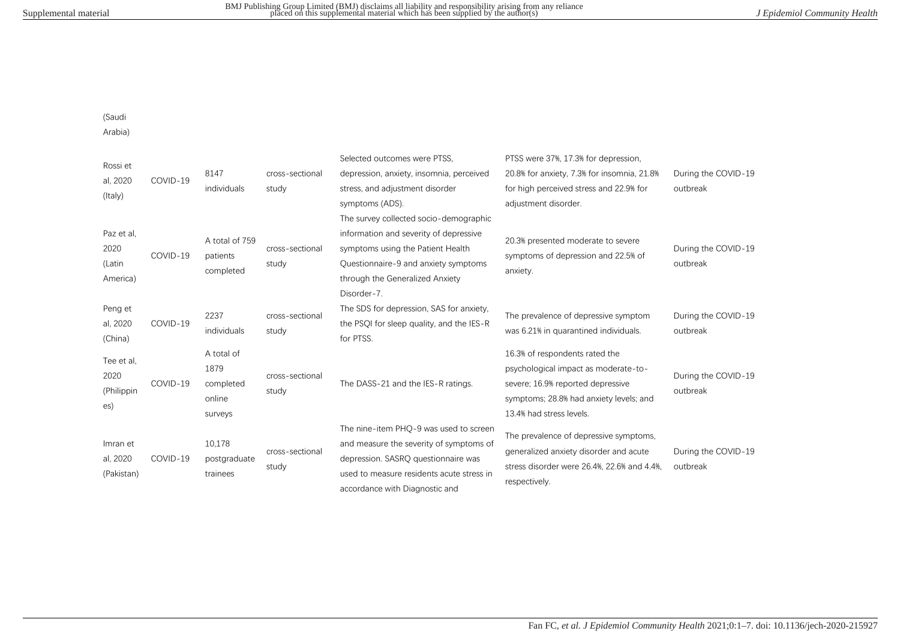| | | | | | | |
|---|---|---|---|---|---|---|
| (Saudi Arabia) | | | | | | |
| Rossi et al, 2020 (Italy) | COVID-19 | 8147 individuals | cross-sectional study | Selected outcomes were PTSS, depression, anxiety, insomnia, perceived stress, and adjustment disorder symptoms (ADS). | PTSS were 37%, 17.3% for depression, 20.8% for anxiety, 7.3% for insomnia, 21.8% for high perceived stress and 22.9% for adjustment disorder. | During the COVID-19 outbreak |
| Paz et al, 2020 (Latin America) | COVID-19 | A total of 759 patients completed | cross-sectional study | The survey collected socio-demographic information and severity of depressive symptoms using the Patient Health Questionnaire-9 and anxiety symptoms through the Generalized Anxiety Disorder-7. | 20.3% presented moderate to severe symptoms of depression and 22.5% of anxiety. | During the COVID-19 outbreak |
| Peng et al, 2020 (China) | COVID-19 | 2237 individuals | cross-sectional study | The SDS for depression, SAS for anxiety, the PSQI for sleep quality, and the IES-R for PTSS. | The prevalence of depressive symptom was 6.21% in quarantined individuals. | During the COVID-19 outbreak |
| Tee et al, 2020 (Philippines) | COVID-19 | A total of 1879 completed online surveys | cross-sectional study | The DASS-21 and the IES-R ratings. | 16.3% of respondents rated the psychological impact as moderate-to-severe; 16.9% reported depressive symptoms; 28.8% had anxiety levels; and 13.4% had stress levels. | During the COVID-19 outbreak |
| Imran et al, 2020 (Pakistan) | COVID-19 | 10,178 postgraduate trainees | cross-sectional study | The nine-item PHQ-9 was used to screen and measure the severity of symptoms of depression. SASRQ questionnaire was used to measure residents acute stress in accordance with Diagnostic and | The prevalence of depressive symptoms, generalized anxiety disorder and acute stress disorder were 26.4%, 22.6% and 4.4%, respectively. | During the COVID-19 outbreak |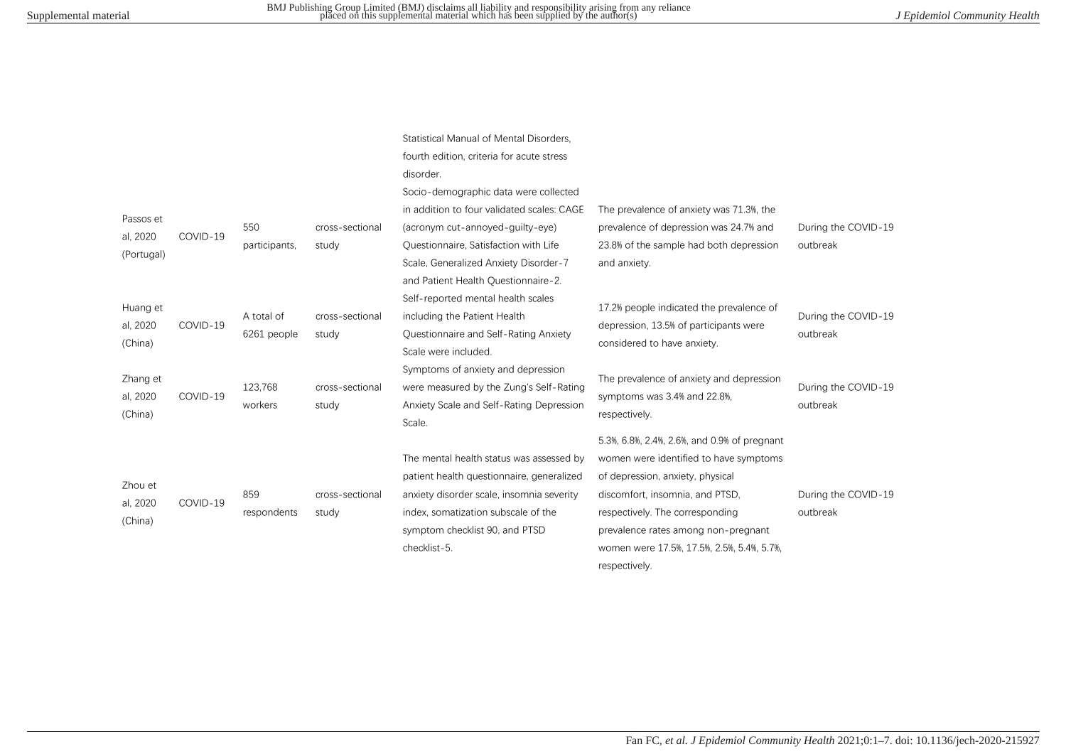| | | | | | | |
|---|---|---|---|---|---|---|
| | | | | Statistical Manual of Mental Disorders, fourth edition, criteria for acute stress disorder. | | |
| Passos et al, 2020 (Portugal) | COVID-19 | 550 participants, | cross-sectional study | Socio-demographic data were collected in addition to four validated scales: CAGE (acronym cut-annoyed-guilty-eye) Questionnaire, Satisfaction with Life Scale, Generalized Anxiety Disorder-7 and Patient Health Questionnaire-2. | The prevalence of anxiety was 71.3%, the prevalence of depression was 24.7% and 23.8% of the sample had both depression and anxiety. | During the COVID-19 outbreak |
| Huang et al, 2020 (China) | COVID-19 | A total of 6261 people | cross-sectional study | Self-reported mental health scales including the Patient Health Questionnaire and Self-Rating Anxiety Scale were included. | 17.2% people indicated the prevalence of depression, 13.5% of participants were considered to have anxiety. | During the COVID-19 outbreak |
| Zhang et al, 2020 (China) | COVID-19 | 123,768 workers | cross-sectional study | Symptoms of anxiety and depression were measured by the Zung's Self-Rating Anxiety Scale and Self-Rating Depression Scale. | The prevalence of anxiety and depression symptoms was 3.4% and 22.8%, respectively. | During the COVID-19 outbreak |
| Zhou et al, 2020 (China) | COVID-19 | 859 respondents | cross-sectional study | The mental health status was assessed by patient health questionnaire, generalized anxiety disorder scale, insomnia severity index, somatization subscale of the symptom checklist 90, and PTSD checklist-5. | 5.3%, 6.8%, 2.4%, 2.6%, and 0.9% of pregnant women were identified to have symptoms of depression, anxiety, physical discomfort, insomnia, and PTSD, respectively. The corresponding prevalence rates among non-pregnant women were 17.5%, 17.5%, 2.5%, 5.4%, 5.7%, respectively. | During the COVID-19 outbreak |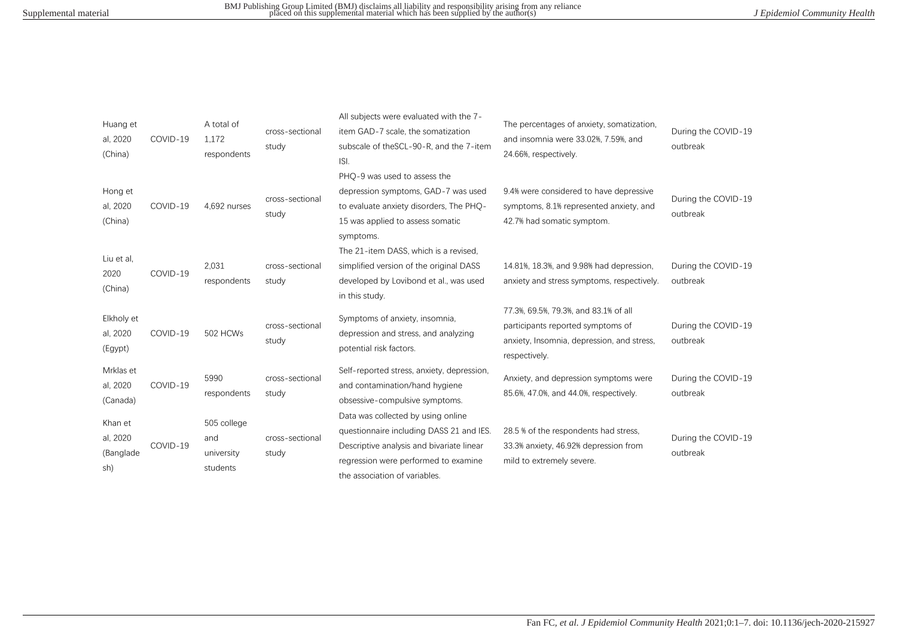| | | | | | | |
|---|---|---|---|---|---|---|
| Huang et al, 2020 (China) | COVID-19 | A total of 1,172 respondents | cross-sectional study | All subjects were evaluated with the 7-item GAD-7 scale, the somatization subscale of theSCL-90-R, and the 7-item ISI. | The percentages of anxiety, somatization, and insomnia were 33.02%, 7.59%, and 24.66%, respectively. | During the COVID-19 outbreak |
| Hong et al, 2020 (China) | COVID-19 | 4,692 nurses | cross-sectional study | PHQ-9 was used to assess the depression symptoms, GAD-7 was used to evaluate anxiety disorders, The PHQ-15 was applied to assess somatic symptoms. | 9.4% were considered to have depressive symptoms, 8.1% represented anxiety, and 42.7% had somatic symptom. | During the COVID-19 outbreak |
| Liu et al, 2020 (China) | COVID-19 | 2,031 respondents | cross-sectional study | The 21-item DASS, which is a revised, simplified version of the original DASS developed by Lovibond et al., was used in this study. | 14.81%, 18.3%, and 9.98% had depression, anxiety and stress symptoms, respectively. | During the COVID-19 outbreak |
| Elkholy et al, 2020 (Egypt) | COVID-19 | 502 HCWs | cross-sectional study | Symptoms of anxiety, insomnia, depression and stress, and analyzing potential risk factors. | 77.3%, 69.5%, 79.3%, and 83.1% of all participants reported symptoms of anxiety, Insomnia, depression, and stress, respectively. | During the COVID-19 outbreak |
| Mrklas et al, 2020 (Canada) | COVID-19 | 5990 respondents | cross-sectional study | Self-reported stress, anxiety, depression, and contamination/hand hygiene obsessive-compulsive symptoms. | Anxiety, and depression symptoms were 85.6%, 47.0%, and 44.0%, respectively. | During the COVID-19 outbreak |
| Khan et al, 2020 (Bangladesh) | COVID-19 | 505 college and university students | cross-sectional study | Data was collected by using online questionnaire including DASS 21 and IES. Descriptive analysis and bivariate linear regression were performed to examine the association of variables. | 28.5 % of the respondents had stress, 33.3% anxiety, 46.92% depression from mild to extremely severe. | During the COVID-19 outbreak |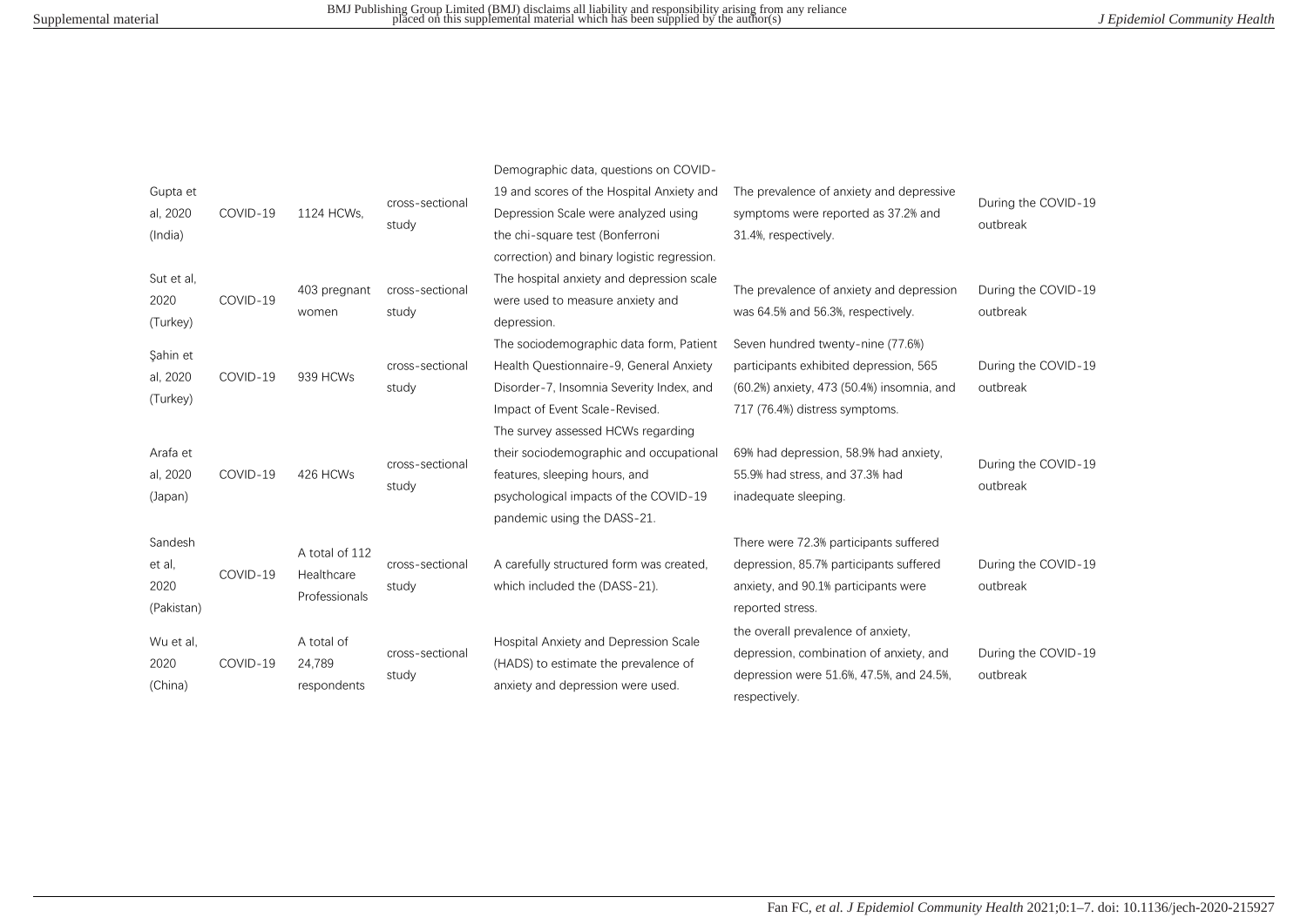| | | | | | | |
|---|---|---|---|---|---|---|
| Gupta et al, 2020 (India) | COVID-19 | 1124 HCWs, | cross-sectional study | Demographic data, questions on COVID-19 and scores of the Hospital Anxiety and Depression Scale were analyzed using the chi-square test (Bonferroni correction) and binary logistic regression. | The prevalence of anxiety and depressive symptoms were reported as 37.2% and 31.4%, respectively. | During the COVID-19 outbreak |
| Sut et al, 2020 (Turkey) | COVID-19 | 403 pregnant women | cross-sectional study | The hospital anxiety and depression scale were used to measure anxiety and depression. | The prevalence of anxiety and depression was 64.5% and 56.3%, respectively. | During the COVID-19 outbreak |
| Şahin et al, 2020 (Turkey) | COVID-19 | 939 HCWs | cross-sectional study | The sociodemographic data form, Patient Health Questionnaire-9, General Anxiety Disorder-7, Insomnia Severity Index, and Impact of Event Scale-Revised. | Seven hundred twenty-nine (77.6%) participants exhibited depression, 565 (60.2%) anxiety, 473 (50.4%) insomnia, and 717 (76.4%) distress symptoms. | During the COVID-19 outbreak |
| Arafa et al, 2020 (Japan) | COVID-19 | 426 HCWs | cross-sectional study | The survey assessed HCWs regarding their sociodemographic and occupational features, sleeping hours, and psychological impacts of the COVID-19 pandemic using the DASS-21. | 69% had depression, 58.9% had anxiety, 55.9% had stress, and 37.3% had inadequate sleeping. | During the COVID-19 outbreak |
| Sandesh et al, 2020 (Pakistan) | COVID-19 | A total of 112 Healthcare Professionals | cross-sectional study | A carefully structured form was created, which included the (DASS-21). | There were 72.3% participants suffered depression, 85.7% participants suffered anxiety, and 90.1% participants were reported stress. | During the COVID-19 outbreak |
| Wu et al, 2020 (China) | COVID-19 | A total of 24,789 respondents | cross-sectional study | Hospital Anxiety and Depression Scale (HADS) to estimate the prevalence of anxiety and depression were used. | the overall prevalence of anxiety, depression, combination of anxiety, and depression were 51.6%, 47.5%, and 24.5%, respectively. | During the COVID-19 outbreak |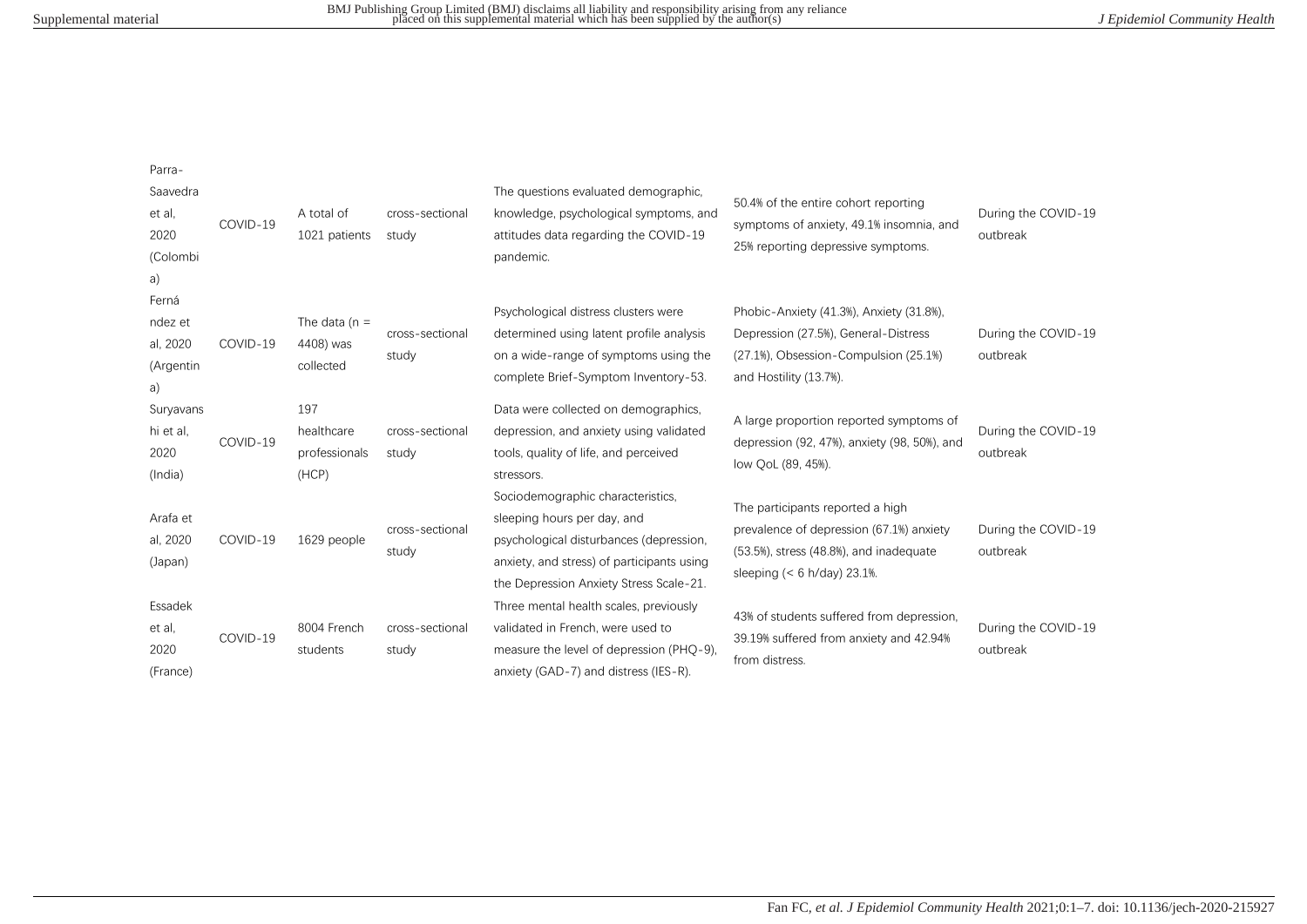| | | | | | | |
|---|---|---|---|---|---|---|
| Parra-Saavedra et al, 2020 (Colombia) | COVID-19 | A total of 1021 patients | cross-sectional study | The questions evaluated demographic, knowledge, psychological symptoms, and attitudes data regarding the COVID-19 pandemic. | 50.4% of the entire cohort reporting symptoms of anxiety, 49.1% insomnia, and 25% reporting depressive symptoms. | During the COVID-19 outbreak |
| Fernández et al, 2020 (Argentina) | COVID-19 | The data (n = 4408) was collected | cross-sectional study | Psychological distress clusters were determined using latent profile analysis on a wide-range of symptoms using the complete Brief-Symptom Inventory-53. | Phobic-Anxiety (41.3%), Anxiety (31.8%), Depression (27.5%), General-Distress (27.1%), Obsession-Compulsion (25.1%) and Hostility (13.7%). | During the COVID-19 outbreak |
| Suryavanshi et al, 2020 (India) | COVID-19 | 197 healthcare professionals (HCP) | cross-sectional study | Data were collected on demographics, depression, and anxiety using validated tools, quality of life, and perceived stressors. | A large proportion reported symptoms of depression (92, 47%), anxiety (98, 50%), and low QoL (89, 45%). | During the COVID-19 outbreak |
| Arafa et al, 2020 (Japan) | COVID-19 | 1629 people | cross-sectional study | Sociodemographic characteristics, sleeping hours per day, and psychological disturbances (depression, anxiety, and stress) of participants using the Depression Anxiety Stress Scale-21. | The participants reported a high prevalence of depression (67.1%) anxiety (53.5%), stress (48.8%), and inadequate sleeping (< 6 h/day) 23.1%. | During the COVID-19 outbreak |
| Essadek et al, 2020 (France) | COVID-19 | 8004 French students | cross-sectional study | Three mental health scales, previously validated in French, were used to measure the level of depression (PHQ-9), anxiety (GAD-7) and distress (IES-R). | 43% of students suffered from depression, 39.19% suffered from anxiety and 42.94% from distress. | During the COVID-19 outbreak |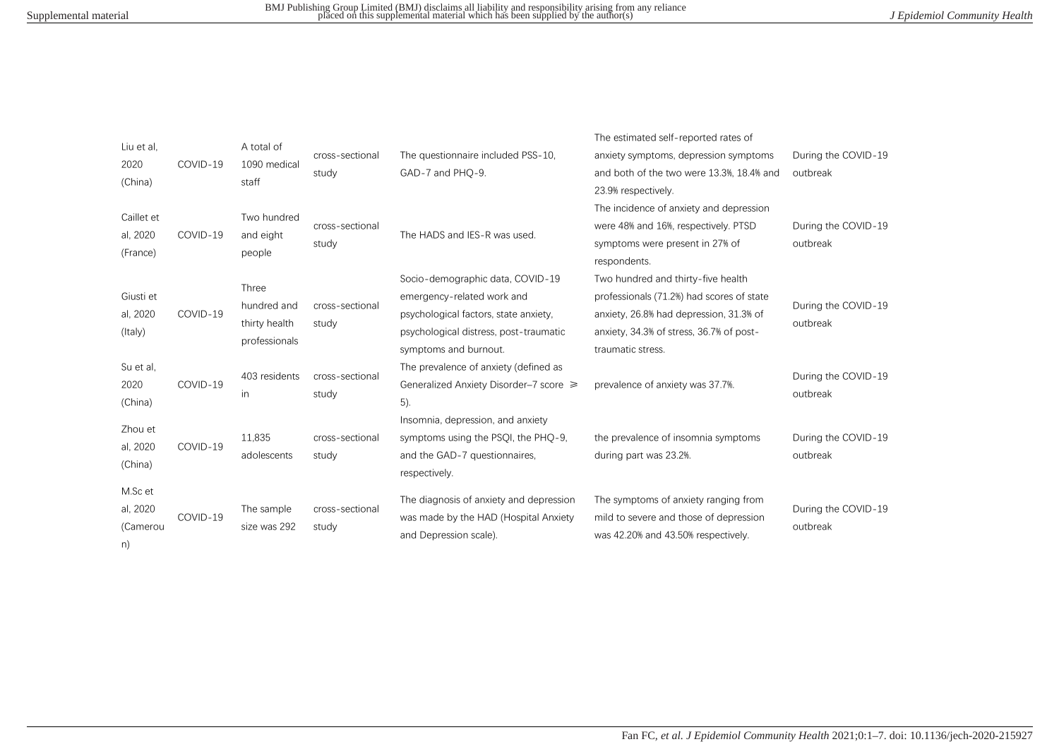| Liu et al, 2020 (China) | COVID-19 | A total of 1090 medical staff | cross-sectional study | The questionnaire included PSS-10, GAD-7 and PHQ-9. | The estimated self-reported rates of anxiety symptoms, depression symptoms and both of the two were 13.3%, 18.4% and 23.9% respectively. | During the COVID-19 outbreak |
|---|---|---|---|---|---|---|
| Caillet et al, 2020 (France) | COVID-19 | Two hundred and eight people | cross-sectional study | The HADS and IES-R was used. | The incidence of anxiety and depression were 48% and 16%, respectively. PTSD symptoms were present in 27% of respondents. | During the COVID-19 outbreak |
| Giusti et al, 2020 (Italy) | COVID-19 | Three hundred and thirty health professionals | cross-sectional study | Socio-demographic data, COVID-19 emergency-related work and psychological factors, state anxiety, psychological distress, post-traumatic symptoms and burnout. | Two hundred and thirty-five health professionals (71.2%) had scores of state anxiety, 26.8% had depression, 31.3% of anxiety, 34.3% of stress, 36.7% of post-traumatic stress. | During the COVID-19 outbreak |
| Su et al, 2020 (China) | COVID-19 | 403 residents in | cross-sectional study | The prevalence of anxiety (defined as Generalized Anxiety Disorder–7 score ≥ 5). | prevalence of anxiety was 37.7%. | During the COVID-19 outbreak |
| Zhou et al, 2020 (China) | COVID-19 | 11,835 adolescents | cross-sectional study | Insomnia, depression, and anxiety symptoms using the PSQI, the PHQ-9, and the GAD-7 questionnaires, respectively. | the prevalence of insomnia symptoms during part was 23.2%. | During the COVID-19 outbreak |
| M.Sc et al, 2020 (Cameroun) | COVID-19 | The sample size was 292 | cross-sectional study | The diagnosis of anxiety and depression was made by the HAD (Hospital Anxiety and Depression scale). | The symptoms of anxiety ranging from mild to severe and those of depression was 42.20% and 43.50% respectively. | During the COVID-19 outbreak |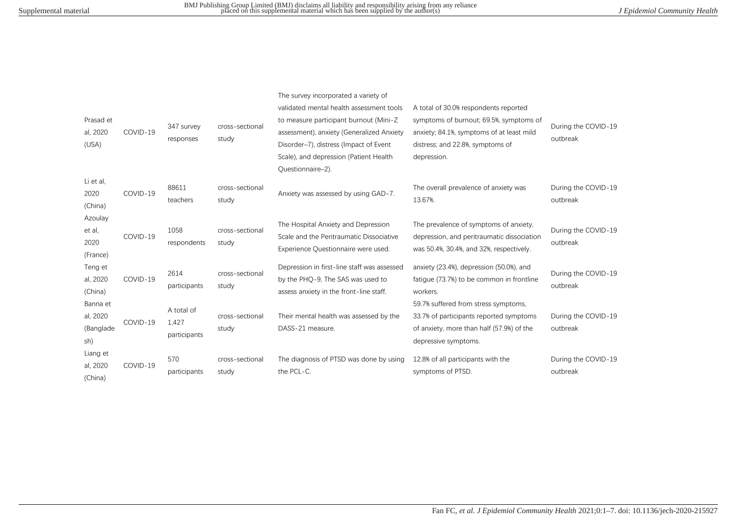| | | | | | | |
|---|---|---|---|---|---|---|
| Prasad et al, 2020 (USA) | COVID-19 | 347 survey responses | cross-sectional study | The survey incorporated a variety of validated mental health assessment tools to measure participant burnout (Mini-Z assessment), anxiety (Generalized Anxiety Disorder–7), distress (Impact of Event Scale), and depression (Patient Health Questionnaire–2). | A total of 30.0% respondents reported symptoms of burnout; 69.5%, symptoms of anxiety; 84.1%, symptoms of at least mild distress; and 22.8%, symptoms of depression. | During the COVID-19 outbreak |
| Li et al, 2020 (China) | COVID-19 | 88611 teachers | cross-sectional study | Anxiety was assessed by using GAD-7. | The overall prevalence of anxiety was 13.67%. | During the COVID-19 outbreak |
| Azoulay et al, 2020 (France) | COVID-19 | 1058 respondents | cross-sectional study | The Hospital Anxiety and Depression Scale and the Peritraumatic Dissociative Experience Questionnaire were used. | The prevalence of symptoms of anxiety, depression, and peritraumatic dissociation was 50.4%, 30.4%, and 32%, respectively. | During the COVID-19 outbreak |
| Teng et al, 2020 (China) | COVID-19 | 2614 participants | cross-sectional study | Depression in first-line staff was assessed by the PHQ-9, The SAS was used to assess anxiety in the front-line staff. | anxiety (23.4%), depression (50.0%), and fatigue (73.7%) to be common in frontline workers. | During the COVID-19 outbreak |
| Banna et al, 2020 (Bangladesh) | COVID-19 | A total of 1,427 participants | cross-sectional study | Their mental health was assessed by the DASS-21 measure. | 59.7% suffered from stress symptoms, 33.7% of participants reported symptoms of anxiety, more than half (57.9%) of the depressive symptoms. | During the COVID-19 outbreak |
| Liang et al, 2020 (China) | COVID-19 | 570 participants | cross-sectional study | The diagnosis of PTSD was done by using the PCL-C. | 12.8% of all participants with the symptoms of PTSD. | During the COVID-19 outbreak |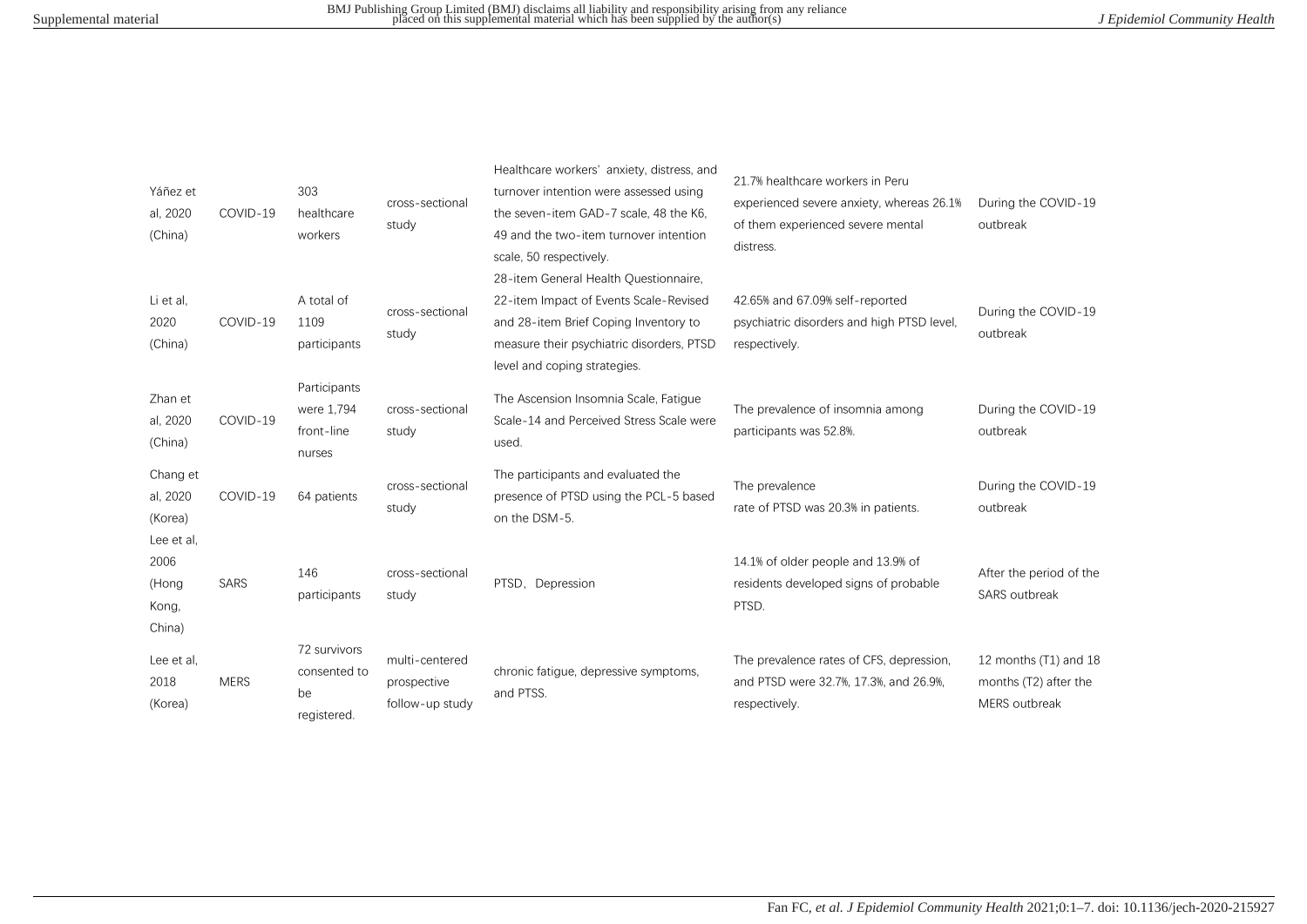| | | | | | | |
|---|---|---|---|---|---|---|
| Yáñez et al, 2020 (China) | COVID-19 | 303 healthcare workers | cross-sectional study | Healthcare workers' anxiety, distress, and turnover intention were assessed using the seven-item GAD-7 scale, 48 the K6, 49 and the two-item turnover intention scale, 50 respectively. | 21.7% healthcare workers in Peru experienced severe anxiety, whereas 26.1% of them experienced severe mental distress. | During the COVID-19 outbreak |
| Li et al, 2020 (China) | COVID-19 | A total of 1109 participants | cross-sectional study | 28-item General Health Questionnaire, 22-item Impact of Events Scale-Revised and 28-item Brief Coping Inventory to measure their psychiatric disorders, PTSD level and coping strategies. | 42.65% and 67.09% self-reported psychiatric disorders and high PTSD level, respectively. | During the COVID-19 outbreak |
| Zhan et al, 2020 (China) | COVID-19 | Participants were 1,794 front-line nurses | cross-sectional study | The Ascension Insomnia Scale, Fatigue Scale-14 and Perceived Stress Scale were used. | The prevalence of insomnia among participants was 52.8%. | During the COVID-19 outbreak |
| Chang et al, 2020 (Korea) | COVID-19 | 64 patients | cross-sectional study | The participants and evaluated the presence of PTSD using the PCL-5 based on the DSM-5. | The prevalence rate of PTSD was 20.3% in patients. | During the COVID-19 outbreak |
| Lee et al, 2006 (Hong Kong, China) | SARS | 146 participants | cross-sectional study | PTSD, Depression | 14.1% of older people and 13.9% of residents developed signs of probable PTSD. | After the period of the SARS outbreak |
| Lee et al, 2018 (Korea) | MERS | 72 survivors consented to be registered. | multi-centered prospective follow-up study | chronic fatigue, depressive symptoms, and PTSS. | The prevalence rates of CFS, depression, and PTSD were 32.7%, 17.3%, and 26.9%, respectively. | 12 months (T1) and 18 months (T2) after the MERS outbreak |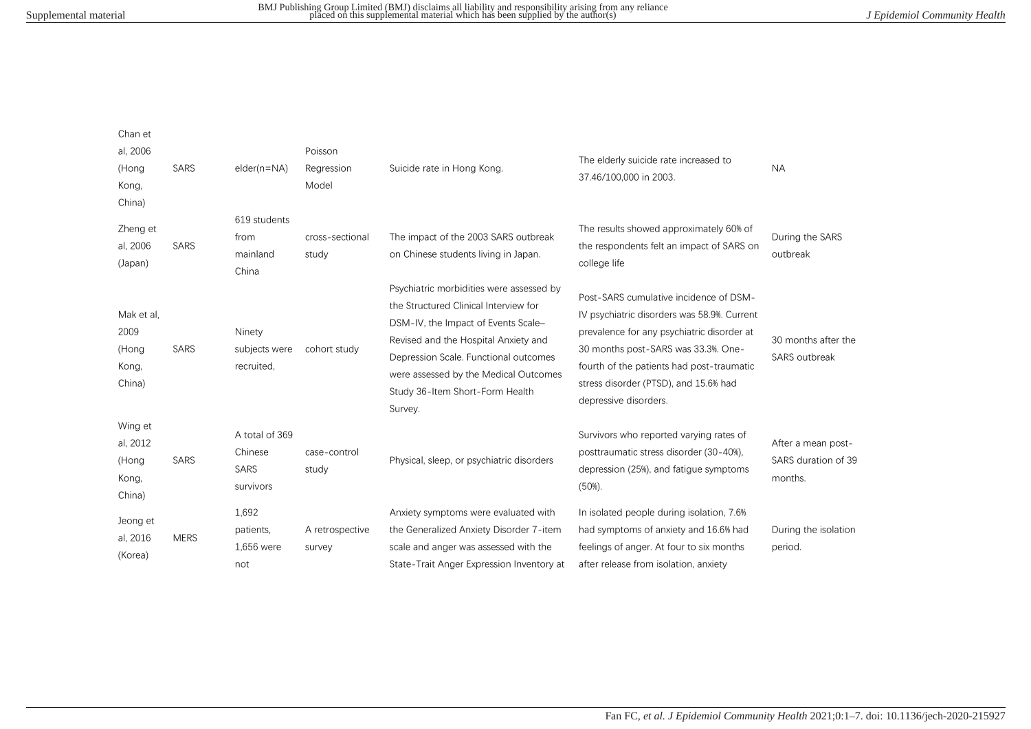| Chan et al, 2006 (Hong Kong, China) | SARS | elder(n=NA) | Poisson Regression Model | Suicide rate in Hong Kong. | The elderly suicide rate increased to 37.46/100,000 in 2003. | NA |
|---|---|---|---|---|---|---|
| Zheng et al, 2006 (Japan) | SARS | 619 students from mainland China | cross-sectional study | The impact of the 2003 SARS outbreak on Chinese students living in Japan. | The results showed approximately 60% of the respondents felt an impact of SARS on college life | During the SARS outbreak |
| Mak et al, 2009 (Hong Kong, China) | SARS | Ninety subjects were recruited, | cohort study | Psychiatric morbidities were assessed by the Structured Clinical Interview for DSM-IV, the Impact of Events Scale–Revised and the Hospital Anxiety and Depression Scale. Functional outcomes were assessed by the Medical Outcomes Study 36-Item Short-Form Health Survey. | Post-SARS cumulative incidence of DSM-IV psychiatric disorders was 58.9%. Current prevalence for any psychiatric disorder at 30 months post-SARS was 33.3%. One-fourth of the patients had post-traumatic stress disorder (PTSD), and 15.6% had depressive disorders. | 30 months after the SARS outbreak |
| Wing et al, 2012 (Hong Kong, China) | SARS | A total of 369 Chinese SARS survivors | case-control study | Physical, sleep, or psychiatric disorders | Survivors who reported varying rates of posttraumatic stress disorder (30-40%), depression (25%), and fatigue symptoms (50%). | After a mean post-SARS duration of 39 months. |
| Jeong et al, 2016 (Korea) | MERS | 1,692 patients, 1,656 were not | A retrospective survey | Anxiety symptoms were evaluated with the Generalized Anxiety Disorder 7-item scale and anger was assessed with the State-Trait Anger Expression Inventory at | In isolated people during isolation, 7.6% had symptoms of anxiety and 16.6% had feelings of anger. At four to six months after release from isolation, anxiety | During the isolation period. |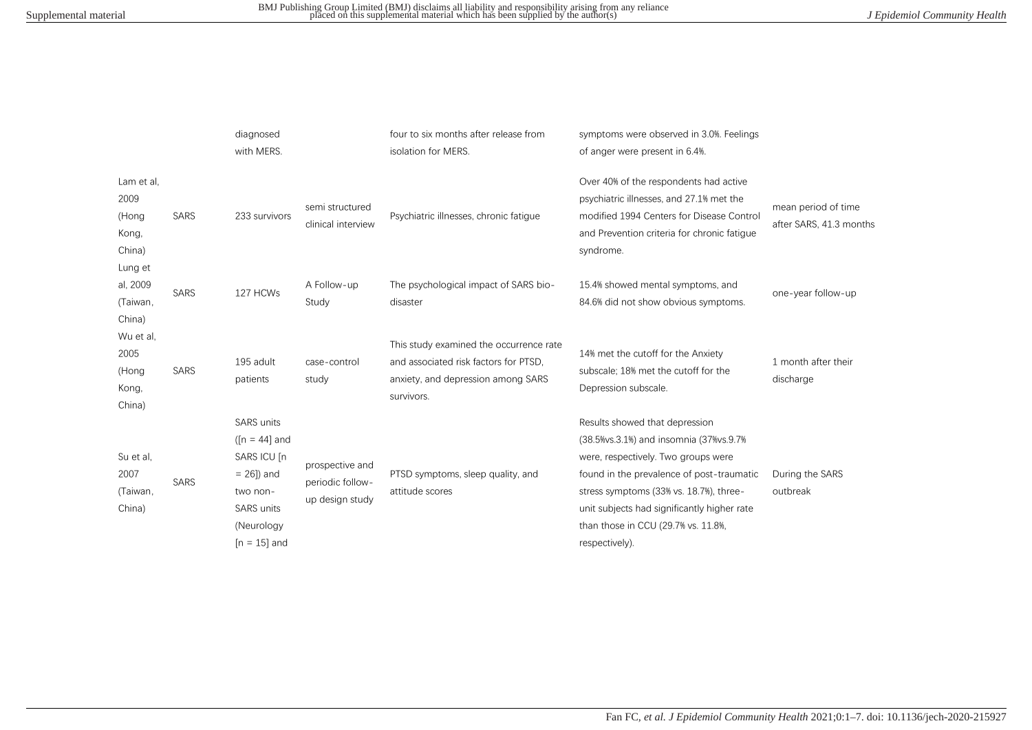| | | | | | | |
|---|---|---|---|---|---|---|
| | | diagnosed with MERS. | | four to six months after release from isolation for MERS. | symptoms were observed in 3.0%. Feelings of anger were present in 6.4%. | |
| Lam et al, 2009 (Hong Kong, China) | SARS | 233 survivors | semi structured clinical interview | Psychiatric illnesses, chronic fatigue | Over 40% of the respondents had active psychiatric illnesses, and 27.1% met the modified 1994 Centers for Disease Control and Prevention criteria for chronic fatigue syndrome. | mean period of time after SARS, 41.3 months |
| Lung et al, 2009 (Taiwan, China) | SARS | 127 HCWs | A Follow-up Study | The psychological impact of SARS bio-disaster | 15.4% showed mental symptoms, and 84.6% did not show obvious symptoms. | one-year follow-up |
| Wu et al, 2005 (Hong Kong, China) | SARS | 195 adult patients | case-control study | This study examined the occurrence rate and associated risk factors for PTSD, anxiety, and depression among SARS survivors. | 14% met the cutoff for the Anxiety subscale; 18% met the cutoff for the Depression subscale. | 1 month after their discharge |
| Su et al, 2007 (Taiwan, China) | SARS | SARS units ([n = 44] and SARS ICU [n = 26]) and two non-SARS units (Neurology [n = 15] and | prospective and periodic follow-up design study | PTSD symptoms, sleep quality, and attitude scores | Results showed that depression (38.5%vs.3.1%) and insomnia (37%vs.9.7% were, respectively. Two groups were found in the prevalence of post-traumatic stress symptoms (33% vs. 18.7%), three-unit subjects had significantly higher rate than those in CCU (29.7% vs. 11.8%, respectively). | During the SARS outbreak |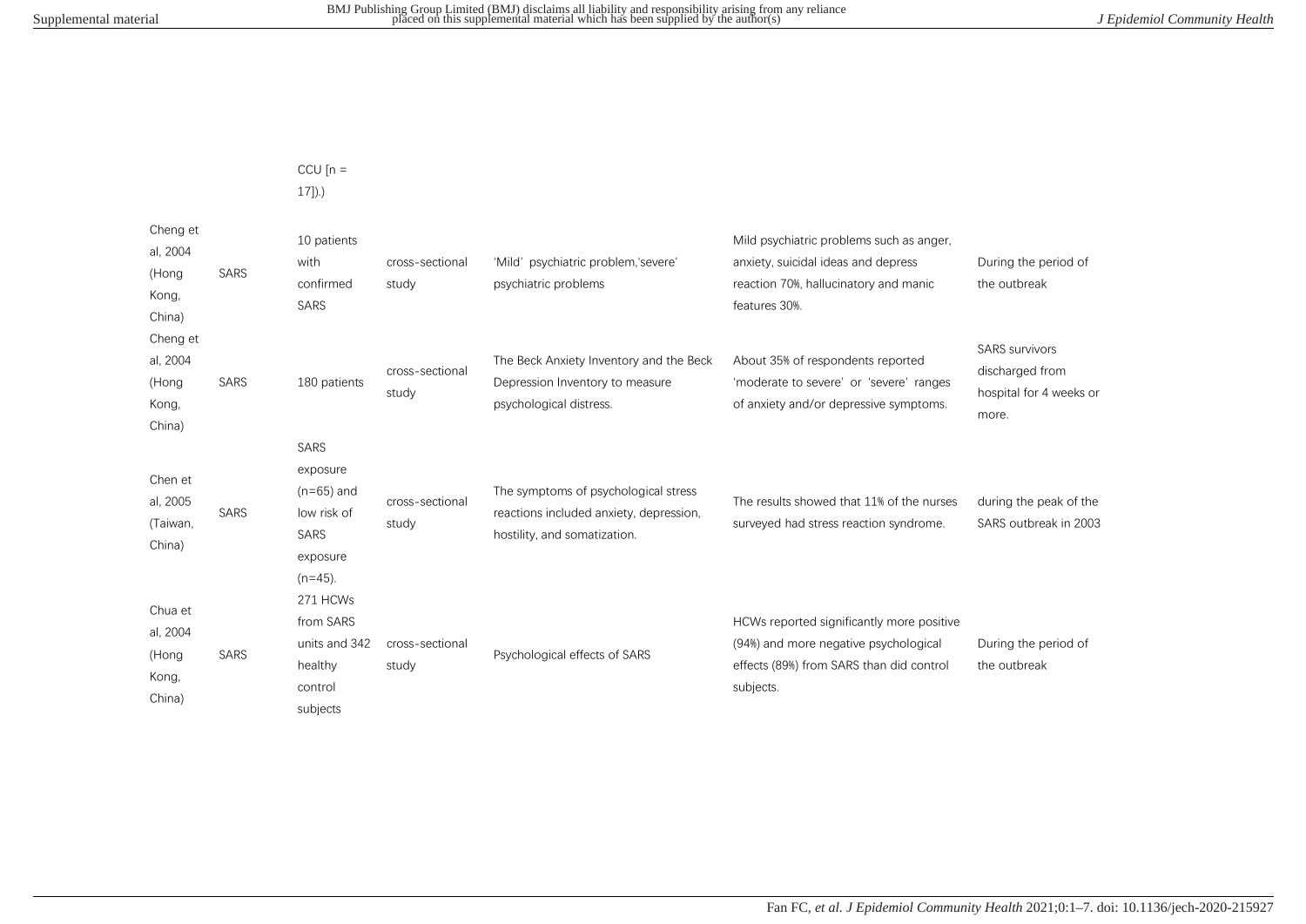| | | CCU [n = 17]).) | | | | |
|---|---|---|---|---|---|---|
| Cheng et al, 2004 (Hong Kong, China) | SARS | 10 patients with confirmed SARS | cross-sectional study | 'Mild' psychiatric problem,'severe' psychiatric problems | Mild psychiatric problems such as anger, anxiety, suicidal ideas and depress reaction 70%, hallucinatory and manic features 30%. | During the period of the outbreak |
| Cheng et al, 2004 (Hong Kong, China) | SARS | 180 patients | cross-sectional study | The Beck Anxiety Inventory and the Beck Depression Inventory to measure psychological distress. | About 35% of respondents reported 'moderate to severe' or 'severe' ranges of anxiety and/or depressive symptoms. | SARS survivors discharged from hospital for 4 weeks or more. |
| Chen et al, 2005 (Taiwan, China) | SARS | SARS exposure (n=65) and low risk of SARS exposure (n=45). | cross-sectional study | The symptoms of psychological stress reactions included anxiety, depression, hostility, and somatization. | The results showed that 11% of the nurses surveyed had stress reaction syndrome. | during the peak of the SARS outbreak in 2003 |
| Chua et al, 2004 (Hong Kong, China) | SARS | 271 HCWs from SARS units and 342 healthy control subjects | cross-sectional study | Psychological effects of SARS | HCWs reported significantly more positive (94%) and more negative psychological effects (89%) from SARS than did control subjects. | During the period of the outbreak |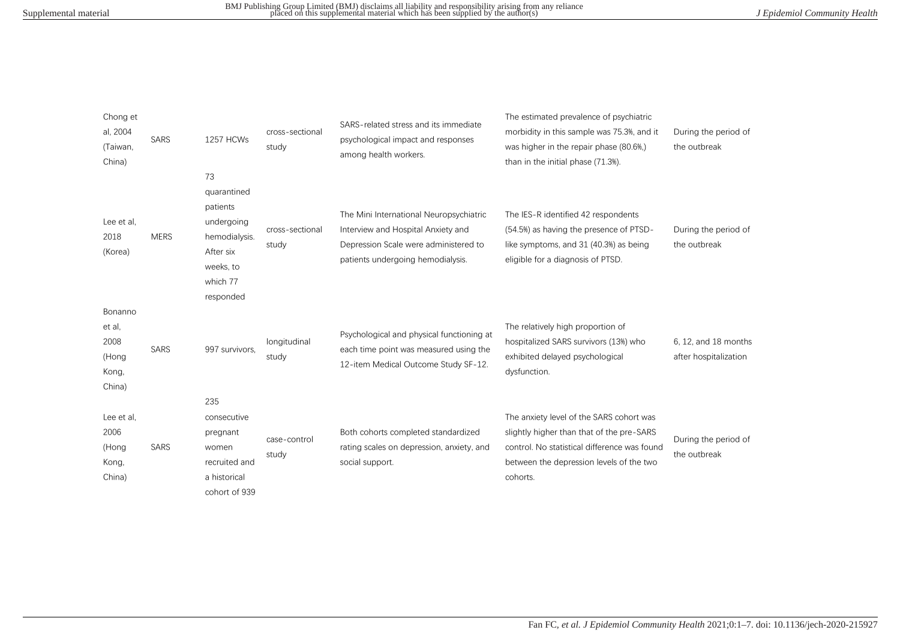| Chong et al, 2004 (Taiwan, China) | SARS | 1257 HCWs | cross-sectional study | SARS-related stress and its immediate psychological impact and responses among health workers. | The estimated prevalence of psychiatric morbidity in this sample was 75.3%, and it was higher in the repair phase (80.6%,) than in the initial phase (71.3%). | During the period of the outbreak |
|---|---|---|---|---|---|---|
| Lee et al, 2018 (Korea) | MERS | 73 quarantined patients undergoing hemodialysis. After six weeks, to which 77 responded | cross-sectional study | The Mini International Neuropsychiatric Interview and Hospital Anxiety and Depression Scale were administered to patients undergoing hemodialysis. | The IES-R identified 42 respondents (54.5%) as having the presence of PTSD-like symptoms, and 31 (40.3%) as being eligible for a diagnosis of PTSD. | During the period of the outbreak |
| Bonanno et al, 2008 (Hong Kong, China) | SARS | 997 survivors, | longitudinal study | Psychological and physical functioning at each time point was measured using the 12-item Medical Outcome Study SF-12. | The relatively high proportion of hospitalized SARS survivors (13%) who exhibited delayed psychological dysfunction. | 6, 12, and 18 months after hospitalization |
| Lee et al, 2006 (Hong Kong, China) | SARS | 235 consecutive pregnant women recruited and a historical cohort of 939 | case-control study | Both cohorts completed standardized rating scales on depression, anxiety, and social support. | The anxiety level of the SARS cohort was slightly higher than that of the pre-SARS control. No statistical difference was found between the depression levels of the two cohorts. | During the period of the outbreak |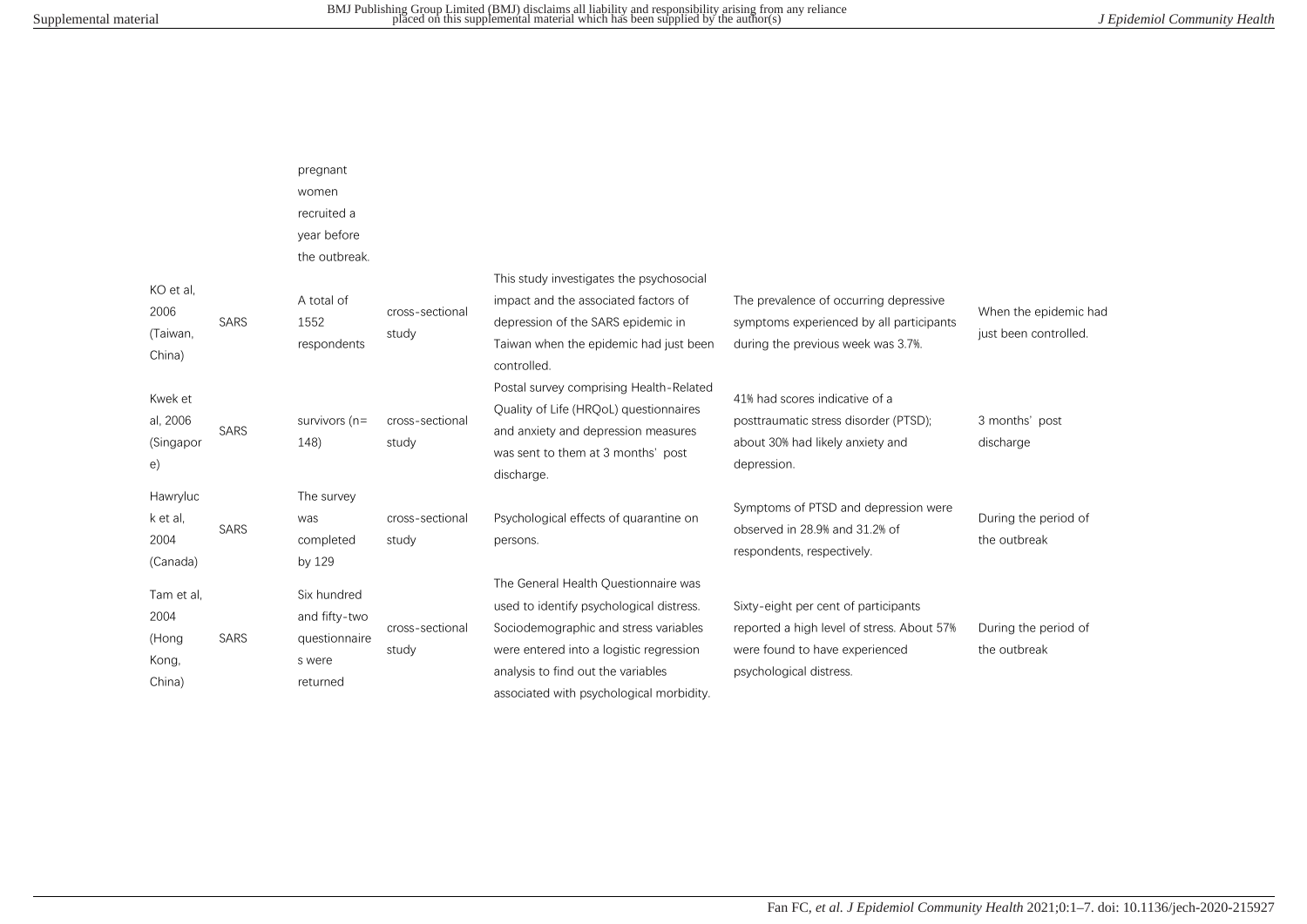| | | | | | | |
|---|---|---|---|---|---|---|
| | | pregnant women recruited a year before the outbreak. | | | | |
| KO et al, 2006 (Taiwan, China) | SARS | A total of 1552 respondents | cross-sectional study | This study investigates the psychosocial impact and the associated factors of depression of the SARS epidemic in Taiwan when the epidemic had just been controlled. | The prevalence of occurring depressive symptoms experienced by all participants during the previous week was 3.7%. | When the epidemic had just been controlled. |
| Kwek et al, 2006 (Singapore) | SARS | survivors (n= 148) | cross-sectional study | Postal survey comprising Health-Related Quality of Life (HRQoL) questionnaires and anxiety and depression measures was sent to them at 3 months' post discharge. | 41% had scores indicative of a posttraumatic stress disorder (PTSD); about 30% had likely anxiety and depression. | 3 months' post discharge |
| Hawryluck et al, 2004 (Canada) | SARS | The survey was completed by 129 | cross-sectional study | Psychological effects of quarantine on persons. | Symptoms of PTSD and depression were observed in 28.9% and 31.2% of respondents, respectively. | During the period of the outbreak |
| Tam et al, 2004 (Hong Kong, China) | SARS | Six hundred and fifty-two questionnaires were returned | cross-sectional study | The General Health Questionnaire was used to identify psychological distress. Sociodemographic and stress variables were entered into a logistic regression analysis to find out the variables associated with psychological morbidity. | Sixty-eight per cent of participants reported a high level of stress. About 57% were found to have experienced psychological distress. | During the period of the outbreak |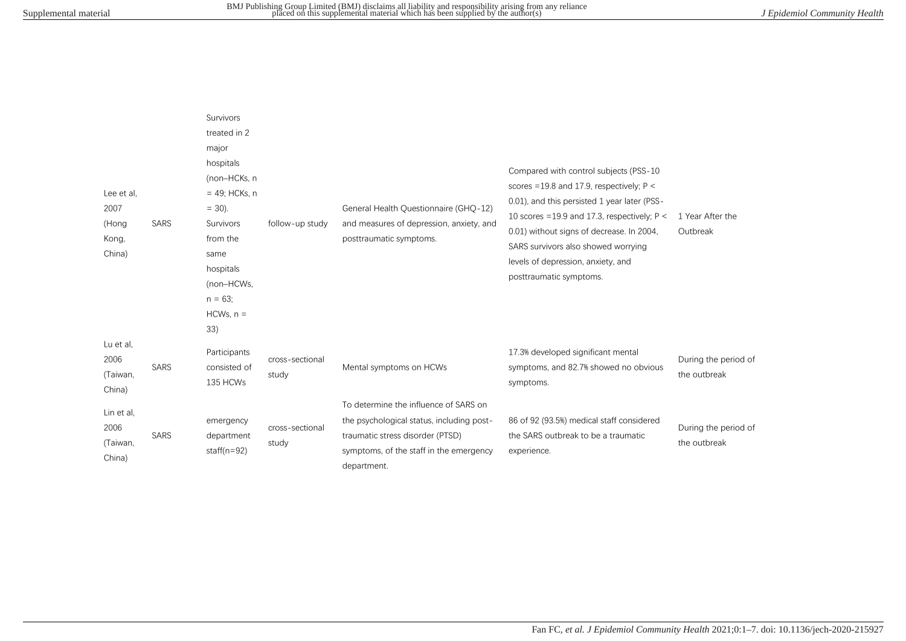| | | | | | | |
|---|---|---|---|---|---|---|
| Lee et al, 2007 (Hong Kong, China) | SARS | Survivors treated in 2 major hospitals (non–HCKs, n = 49; HCKs, n = 30). Survivors from the same hospitals (non–HCWs, n = 63; HCWs, n = 33) | follow-up study | General Health Questionnaire (GHQ-12) and measures of depression, anxiety, and posttraumatic symptoms. | Compared with control subjects (PSS-10 scores =19.8 and 17.9, respectively; $P < 0.01$), and this persisted 1 year later (PSS-10 scores =19.9 and 17.3, respectively; $P < 0.01$) without signs of decrease. In 2004, SARS survivors also showed worrying levels of depression, anxiety, and posttraumatic symptoms. | 1 Year After the Outbreak |
| Lu et al, 2006 (Taiwan, China) | SARS | Participants consisted of 135 HCWs | cross-sectional study | Mental symptoms on HCWs | 17.3% developed significant mental symptoms, and 82.7% showed no obvious symptoms. | During the period of the outbreak |
| Lin et al, 2006 (Taiwan, China) | SARS | emergency department staff(n=92) | cross-sectional study | To determine the influence of SARS on the psychological status, including post-traumatic stress disorder (PTSD) symptoms, of the staff in the emergency department. | 86 of 92 (93.5%) medical staff considered the SARS outbreak to be a traumatic experience. | During the period of the outbreak |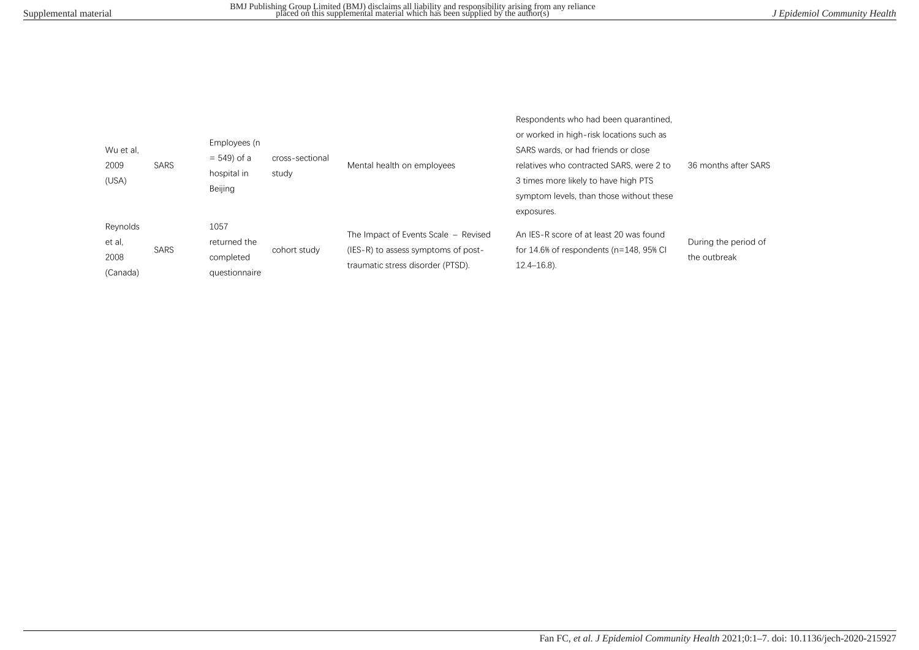| | | | | | | |
|---|---|---|---|---|---|---|
| Wu et al, 2009 (USA) | SARS | Employees (n = 549) of a hospital in Beijing | cross-sectional study | Mental health on employees | Respondents who had been quarantined, or worked in high-risk locations such as SARS wards, or had friends or close relatives who contracted SARS, were 2 to 3 times more likely to have high PTS symptom levels, than those without these exposures. | 36 months after SARS |
| Reynolds et al, 2008 (Canada) | SARS | 1057 returned the completed questionnaire | cohort study | The Impact of Events Scale – Revised (IES-R) to assess symptoms of post-traumatic stress disorder (PTSD). | An IES-R score of at least 20 was found for 14.6% of respondents (n=148, 95% CI 12.4–16.8). | During the period of the outbreak |